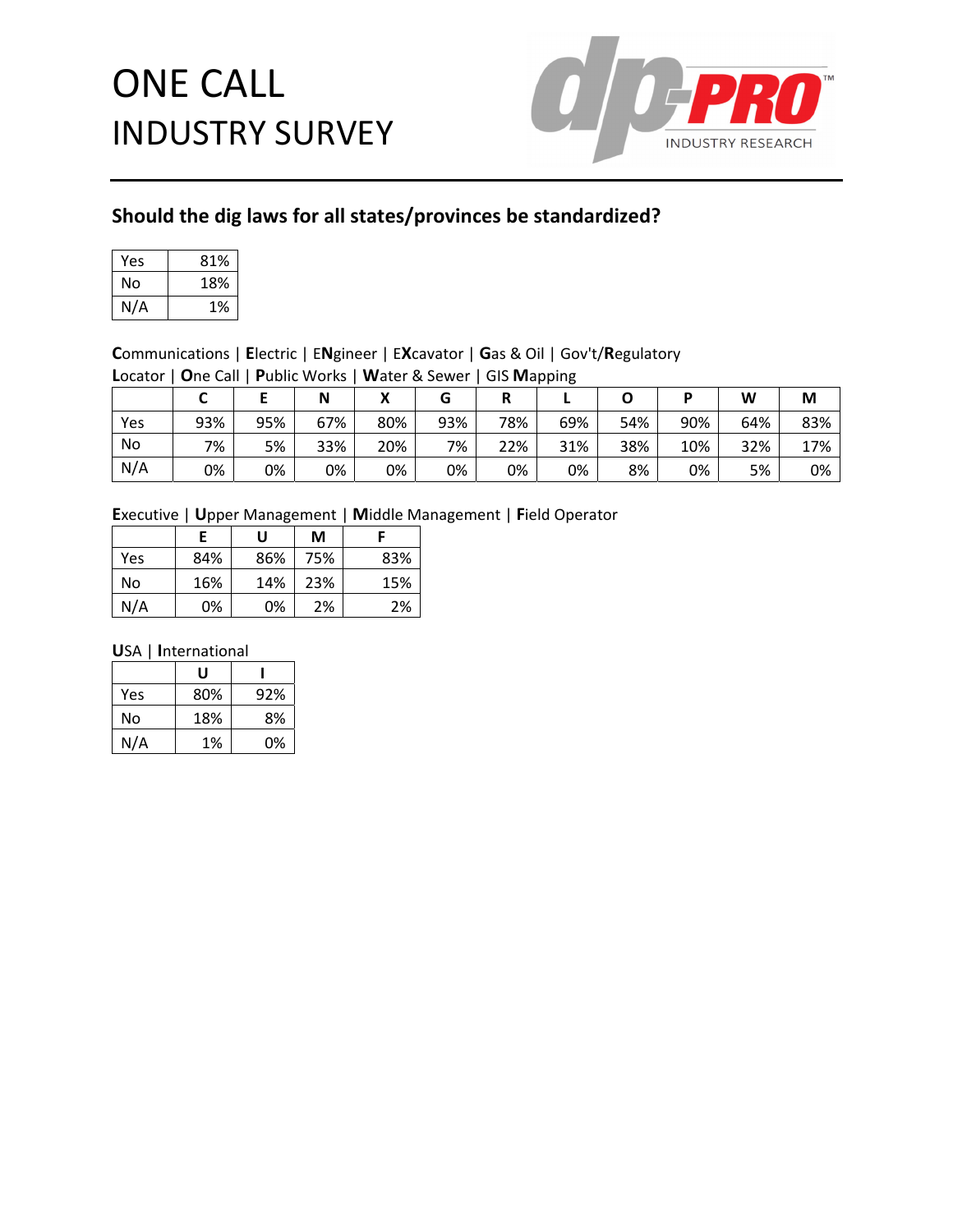# ONE CALL INDUSTRY SURVEY

## Should the dig laws for all states/provinces be standardized?

| | |
|---|---|
| Yes | 81% |
| No | 18% |
| N/A | 1% |

**C**ommunications | **E**lectric | E**N**gineer | E**X**cavator | **G**as & Oil | Gov't/**R**egulatory
**L**ocator | **O**ne Call | **P**ublic Works | **W**ater & Sewer | GIS **M**apping

| | C | E | N | X | G | R | L | O | P | W | M |
|---|---|---|---|---|---|---|---|---|---|---|---|
| Yes | 93% | 95% | 67% | 80% | 93% | 78% | 69% | 54% | 90% | 64% | 83% |
| No | 7% | 5% | 33% | 20% | 7% | 22% | 31% | 38% | 10% | 32% | 17% |
| N/A | 0% | 0% | 0% | 0% | 0% | 0% | 0% | 8% | 0% | 5% | 0% |

**E**xecutive | **U**pper Management | **M**iddle Management | **F**ield Operator

| | E | U | M | F |
|---|---|---|---|---|
| Yes | 84% | 86% | 75% | 83% |
| No | 16% | 14% | 23% | 15% |
| N/A | 0% | 0% | 2% | 2% |

**U**SA | **I**nternational

| | U | I |
|---|---|---|
| Yes | 80% | 92% |
| No | 18% | 8% |
| N/A | 1% | 0% |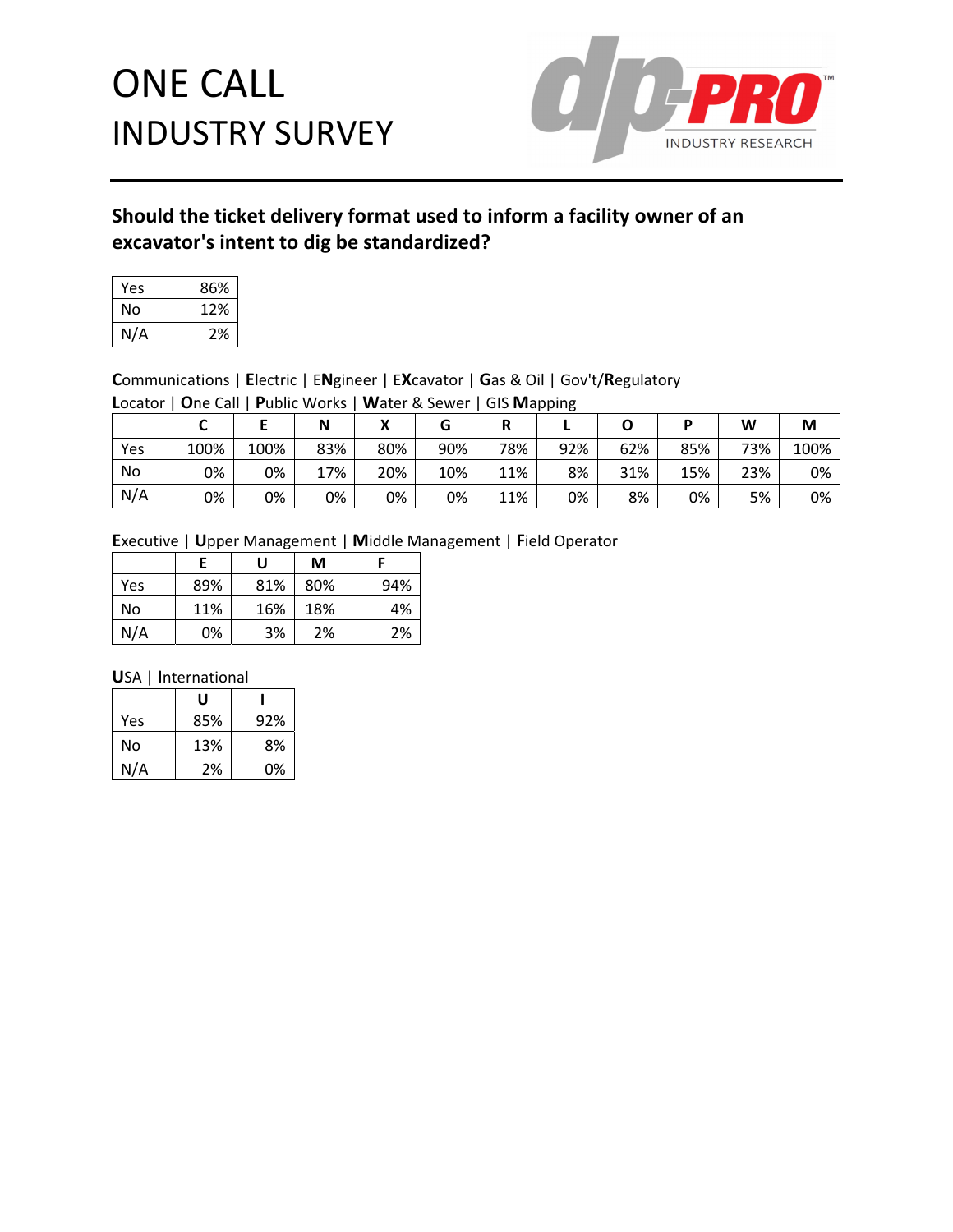# ONE CALL INDUSTRY SURVEY

## Should the ticket delivery format used to inform a facility owner of an excavator's intent to dig be standardized?

| | |
|---|---|
| Yes | 86% |
| No | 12% |
| N/A | 2% |

**C**ommunications | **E**lectric | E**N**gineer | E**X**cavator | **G**as & Oil | Gov't/**R**egulatory
**L**ocator | **O**ne Call | **P**ublic Works | **W**ater & Sewer | GIS **M**apping

| | C | E | N | X | G | R | L | O | P | W | M |
|---|---|---|---|---|---|---|---|---|---|---|---|
| Yes | 100% | 100% | 83% | 80% | 90% | 78% | 92% | 62% | 85% | 73% | 100% |
| No | 0% | 0% | 17% | 20% | 10% | 11% | 8% | 31% | 15% | 23% | 0% |
| N/A | 0% | 0% | 0% | 0% | 0% | 11% | 0% | 8% | 0% | 5% | 0% |

**E**xecutive | **U**pper Management | **M**iddle Management | **F**ield Operator

| | E | U | M | F |
|---|---|---|---|---|
| Yes | 89% | 81% | 80% | 94% |
| No | 11% | 16% | 18% | 4% |
| N/A | 0% | 3% | 2% | 2% |

**U**SA | **I**nternational

| | U | I |
|---|---|---|
| Yes | 85% | 92% |
| No | 13% | 8% |
| N/A | 2% | 0% |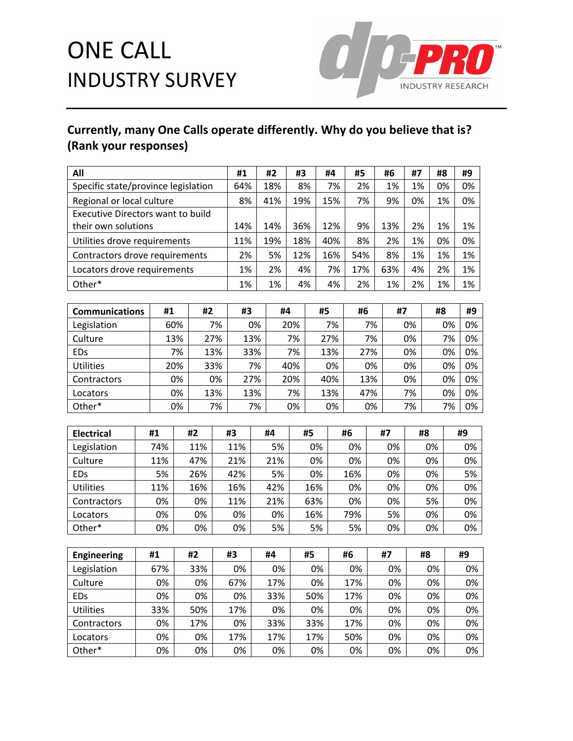# ONE CALL INDUSTRY SURVEY

dp-PRO INDUSTRY RESEARCH

## Currently, many One Calls operate differently. Why do you believe that is? (Rank your responses)

| All | #1 | #2 | #3 | #4 | #5 | #6 | #7 | #8 | #9 |
|---|---|---|---|---|---|---|---|---|---|
| Specific state/province legislation | 64% | 18% | 8% | 7% | 2% | 1% | 1% | 0% | 0% |
| Regional or local culture | 8% | 41% | 19% | 15% | 7% | 9% | 0% | 1% | 0% |
| Executive Directors want to build their own solutions | 14% | 14% | 36% | 12% | 9% | 13% | 2% | 1% | 1% |
| Utilities drove requirements | 11% | 19% | 18% | 40% | 8% | 2% | 1% | 0% | 0% |
| Contractors drove requirements | 2% | 5% | 12% | 16% | 54% | 8% | 1% | 1% | 1% |
| Locators drove requirements | 1% | 2% | 4% | 7% | 17% | 63% | 4% | 2% | 1% |
| Other* | 1% | 1% | 4% | 4% | 2% | 1% | 2% | 1% | 1% |

| Communications | #1 | #2 | #3 | #4 | #5 | #6 | #7 | #8 | #9 |
|---|---|---|---|---|---|---|---|---|---|
| Legislation | 60% | 7% | 0% | 20% | 7% | 7% | 0% | 0% | 0% |
| Culture | 13% | 27% | 13% | 7% | 27% | 7% | 0% | 7% | 0% |
| EDs | 7% | 13% | 33% | 7% | 13% | 27% | 0% | 0% | 0% |
| Utilities | 20% | 33% | 7% | 40% | 0% | 0% | 0% | 0% | 0% |
| Contractors | 0% | 0% | 27% | 20% | 40% | 13% | 0% | 0% | 0% |
| Locators | 0% | 13% | 13% | 7% | 13% | 47% | 7% | 0% | 0% |
| Other* | 0% | 7% | 7% | 0% | 0% | 0% | 7% | 7% | 0% |

| Electrical | #1 | #2 | #3 | #4 | #5 | #6 | #7 | #8 | #9 |
|---|---|---|---|---|---|---|---|---|---|
| Legislation | 74% | 11% | 11% | 5% | 0% | 0% | 0% | 0% | 0% |
| Culture | 11% | 47% | 21% | 21% | 0% | 0% | 0% | 0% | 0% |
| EDs | 5% | 26% | 42% | 5% | 0% | 16% | 0% | 0% | 5% |
| Utilities | 11% | 16% | 16% | 42% | 16% | 0% | 0% | 0% | 0% |
| Contractors | 0% | 0% | 11% | 21% | 63% | 0% | 0% | 5% | 0% |
| Locators | 0% | 0% | 0% | 0% | 16% | 79% | 5% | 0% | 0% |
| Other* | 0% | 0% | 0% | 5% | 5% | 5% | 0% | 0% | 0% |

| Engineering | #1 | #2 | #3 | #4 | #5 | #6 | #7 | #8 | #9 |
|---|---|---|---|---|---|---|---|---|---|
| Legislation | 67% | 33% | 0% | 0% | 0% | 0% | 0% | 0% | 0% |
| Culture | 0% | 0% | 67% | 17% | 0% | 17% | 0% | 0% | 0% |
| EDs | 0% | 0% | 0% | 33% | 50% | 17% | 0% | 0% | 0% |
| Utilities | 33% | 50% | 17% | 0% | 0% | 0% | 0% | 0% | 0% |
| Contractors | 0% | 17% | 0% | 33% | 33% | 17% | 0% | 0% | 0% |
| Locators | 0% | 0% | 17% | 17% | 17% | 50% | 0% | 0% | 0% |
| Other* | 0% | 0% | 0% | 0% | 0% | 0% | 0% | 0% | 0% |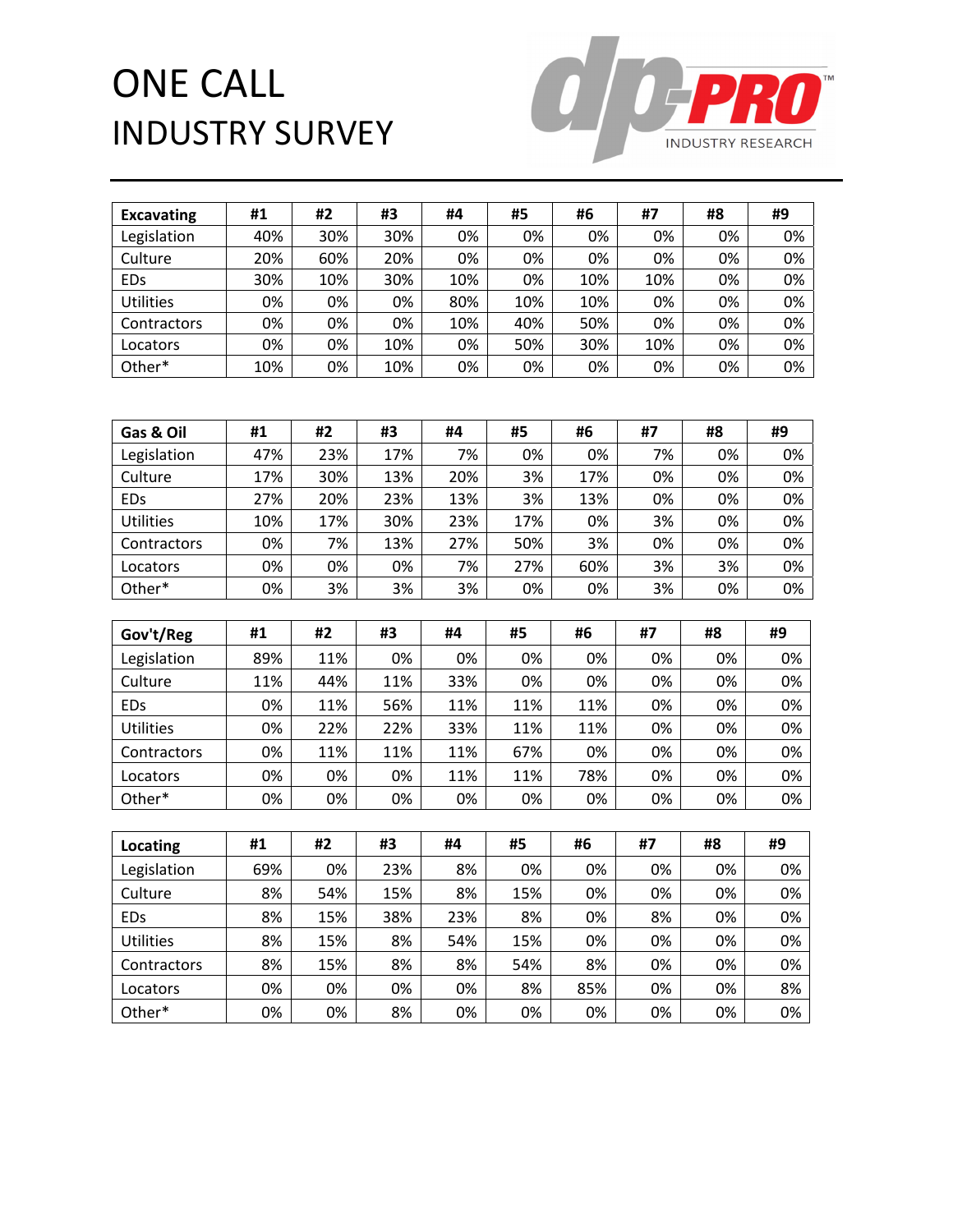# ONE CALL INDUSTRY SURVEY

| Excavating | #1 | #2 | #3 | #4 | #5 | #6 | #7 | #8 | #9 |
|---|---|---|---|---|---|---|---|---|---|
| Legislation | 40% | 30% | 30% | 0% | 0% | 0% | 0% | 0% | 0% |
| Culture | 20% | 60% | 20% | 0% | 0% | 0% | 0% | 0% | 0% |
| EDs | 30% | 10% | 30% | 10% | 0% | 10% | 10% | 0% | 0% |
| Utilities | 0% | 0% | 0% | 80% | 10% | 10% | 0% | 0% | 0% |
| Contractors | 0% | 0% | 0% | 10% | 40% | 50% | 0% | 0% | 0% |
| Locators | 0% | 0% | 10% | 0% | 50% | 30% | 10% | 0% | 0% |
| Other* | 10% | 0% | 10% | 0% | 0% | 0% | 0% | 0% | 0% |

| Gas & Oil | #1 | #2 | #3 | #4 | #5 | #6 | #7 | #8 | #9 |
|---|---|---|---|---|---|---|---|---|---|
| Legislation | 47% | 23% | 17% | 7% | 0% | 0% | 7% | 0% | 0% |
| Culture | 17% | 30% | 13% | 20% | 3% | 17% | 0% | 0% | 0% |
| EDs | 27% | 20% | 23% | 13% | 3% | 13% | 0% | 0% | 0% |
| Utilities | 10% | 17% | 30% | 23% | 17% | 0% | 3% | 0% | 0% |
| Contractors | 0% | 7% | 13% | 27% | 50% | 3% | 0% | 0% | 0% |
| Locators | 0% | 0% | 0% | 7% | 27% | 60% | 3% | 3% | 0% |
| Other* | 0% | 3% | 3% | 3% | 0% | 0% | 3% | 0% | 0% |

| Gov't/Reg | #1 | #2 | #3 | #4 | #5 | #6 | #7 | #8 | #9 |
|---|---|---|---|---|---|---|---|---|---|
| Legislation | 89% | 11% | 0% | 0% | 0% | 0% | 0% | 0% | 0% |
| Culture | 11% | 44% | 11% | 33% | 0% | 0% | 0% | 0% | 0% |
| EDs | 0% | 11% | 56% | 11% | 11% | 11% | 0% | 0% | 0% |
| Utilities | 0% | 22% | 22% | 33% | 11% | 11% | 0% | 0% | 0% |
| Contractors | 0% | 11% | 11% | 11% | 67% | 0% | 0% | 0% | 0% |
| Locators | 0% | 0% | 0% | 11% | 11% | 78% | 0% | 0% | 0% |
| Other* | 0% | 0% | 0% | 0% | 0% | 0% | 0% | 0% | 0% |

| Locating | #1 | #2 | #3 | #4 | #5 | #6 | #7 | #8 | #9 |
|---|---|---|---|---|---|---|---|---|---|
| Legislation | 69% | 0% | 23% | 8% | 0% | 0% | 0% | 0% | 0% |
| Culture | 8% | 54% | 15% | 8% | 15% | 0% | 0% | 0% | 0% |
| EDs | 8% | 15% | 38% | 23% | 8% | 0% | 8% | 0% | 0% |
| Utilities | 8% | 15% | 8% | 54% | 15% | 0% | 0% | 0% | 0% |
| Contractors | 8% | 15% | 8% | 8% | 54% | 8% | 0% | 0% | 0% |
| Locators | 0% | 0% | 0% | 0% | 8% | 85% | 0% | 0% | 8% |
| Other* | 0% | 0% | 8% | 0% | 0% | 0% | 0% | 0% | 0% |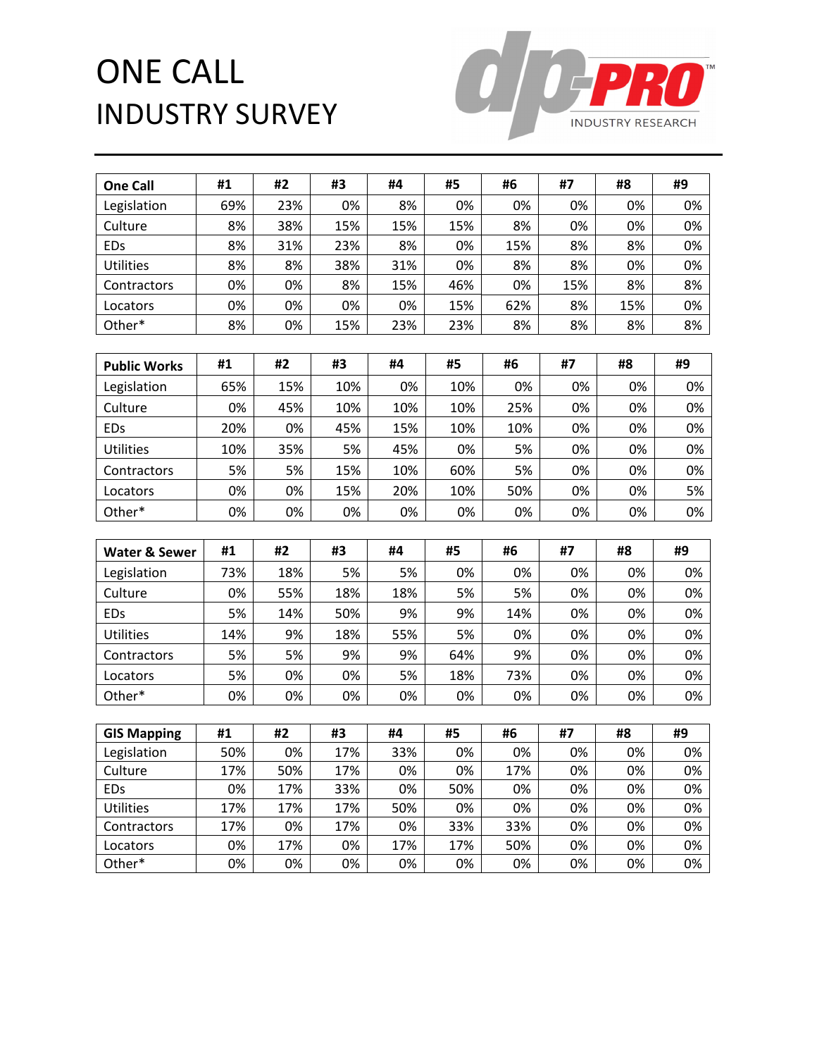# ONE CALL INDUSTRY SURVEY

dp-PRO™ INDUSTRY RESEARCH

| One Call | #1 | #2 | #3 | #4 | #5 | #6 | #7 | #8 | #9 |
|---|---|---|---|---|---|---|---|---|---|
| Legislation | 69% | 23% | 0% | 8% | 0% | 0% | 0% | 0% | 0% |
| Culture | 8% | 38% | 15% | 15% | 15% | 8% | 0% | 0% | 0% |
| EDs | 8% | 31% | 23% | 8% | 0% | 15% | 8% | 8% | 0% |
| Utilities | 8% | 8% | 38% | 31% | 0% | 8% | 8% | 0% | 0% |
| Contractors | 0% | 0% | 8% | 15% | 46% | 0% | 15% | 8% | 8% |
| Locators | 0% | 0% | 0% | 0% | 15% | 62% | 8% | 15% | 0% |
| Other* | 8% | 0% | 15% | 23% | 23% | 8% | 8% | 8% | 8% |

| Public Works | #1 | #2 | #3 | #4 | #5 | #6 | #7 | #8 | #9 |
|---|---|---|---|---|---|---|---|---|---|
| Legislation | 65% | 15% | 10% | 0% | 10% | 0% | 0% | 0% | 0% |
| Culture | 0% | 45% | 10% | 10% | 10% | 25% | 0% | 0% | 0% |
| EDs | 20% | 0% | 45% | 15% | 10% | 10% | 0% | 0% | 0% |
| Utilities | 10% | 35% | 5% | 45% | 0% | 5% | 0% | 0% | 0% |
| Contractors | 5% | 5% | 15% | 10% | 60% | 5% | 0% | 0% | 0% |
| Locators | 0% | 0% | 15% | 20% | 10% | 50% | 0% | 0% | 5% |
| Other* | 0% | 0% | 0% | 0% | 0% | 0% | 0% | 0% | 0% |

| Water & Sewer | #1 | #2 | #3 | #4 | #5 | #6 | #7 | #8 | #9 |
|---|---|---|---|---|---|---|---|---|---|
| Legislation | 73% | 18% | 5% | 5% | 0% | 0% | 0% | 0% | 0% |
| Culture | 0% | 55% | 18% | 18% | 5% | 5% | 0% | 0% | 0% |
| EDs | 5% | 14% | 50% | 9% | 9% | 14% | 0% | 0% | 0% |
| Utilities | 14% | 9% | 18% | 55% | 5% | 0% | 0% | 0% | 0% |
| Contractors | 5% | 5% | 9% | 9% | 64% | 9% | 0% | 0% | 0% |
| Locators | 5% | 0% | 0% | 5% | 18% | 73% | 0% | 0% | 0% |
| Other* | 0% | 0% | 0% | 0% | 0% | 0% | 0% | 0% | 0% |

| GIS Mapping | #1 | #2 | #3 | #4 | #5 | #6 | #7 | #8 | #9 |
|---|---|---|---|---|---|---|---|---|---|
| Legislation | 50% | 0% | 17% | 33% | 0% | 0% | 0% | 0% | 0% |
| Culture | 17% | 50% | 17% | 0% | 0% | 17% | 0% | 0% | 0% |
| EDs | 0% | 17% | 33% | 0% | 50% | 0% | 0% | 0% | 0% |
| Utilities | 17% | 17% | 17% | 50% | 0% | 0% | 0% | 0% | 0% |
| Contractors | 17% | 0% | 17% | 0% | 33% | 33% | 0% | 0% | 0% |
| Locators | 0% | 17% | 0% | 17% | 17% | 50% | 0% | 0% | 0% |
| Other* | 0% | 0% | 0% | 0% | 0% | 0% | 0% | 0% | 0% |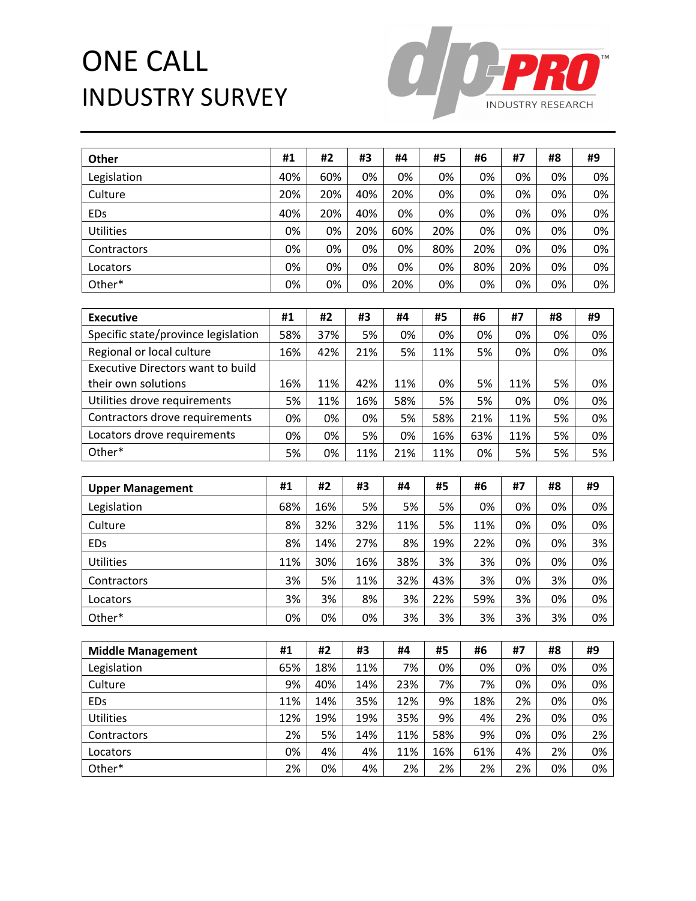# ONE CALL INDUSTRY SURVEY

| Other | #1 | #2 | #3 | #4 | #5 | #6 | #7 | #8 | #9 |
|---|---|---|---|---|---|---|---|---|---|
| Legislation | 40% | 60% | 0% | 0% | 0% | 0% | 0% | 0% | 0% |
| Culture | 20% | 20% | 40% | 20% | 0% | 0% | 0% | 0% | 0% |
| EDs | 40% | 20% | 40% | 0% | 0% | 0% | 0% | 0% | 0% |
| Utilities | 0% | 0% | 20% | 60% | 20% | 0% | 0% | 0% | 0% |
| Contractors | 0% | 0% | 0% | 0% | 80% | 20% | 0% | 0% | 0% |
| Locators | 0% | 0% | 0% | 0% | 0% | 80% | 20% | 0% | 0% |
| Other* | 0% | 0% | 0% | 20% | 0% | 0% | 0% | 0% | 0% |

| Executive | #1 | #2 | #3 | #4 | #5 | #6 | #7 | #8 | #9 |
|---|---|---|---|---|---|---|---|---|---|
| Specific state/province legislation | 58% | 37% | 5% | 0% | 0% | 0% | 0% | 0% | 0% |
| Regional or local culture | 16% | 42% | 21% | 5% | 11% | 5% | 0% | 0% | 0% |
| Executive Directors want to build their own solutions | 16% | 11% | 42% | 11% | 0% | 5% | 11% | 5% | 0% |
| Utilities drove requirements | 5% | 11% | 16% | 58% | 5% | 5% | 0% | 0% | 0% |
| Contractors drove requirements | 0% | 0% | 0% | 5% | 58% | 21% | 11% | 5% | 0% |
| Locators drove requirements | 0% | 0% | 5% | 0% | 16% | 63% | 11% | 5% | 0% |
| Other* | 5% | 0% | 11% | 21% | 11% | 0% | 5% | 5% | 5% |

| Upper Management | #1 | #2 | #3 | #4 | #5 | #6 | #7 | #8 | #9 |
|---|---|---|---|---|---|---|---|---|---|
| Legislation | 68% | 16% | 5% | 5% | 5% | 0% | 0% | 0% | 0% |
| Culture | 8% | 32% | 32% | 11% | 5% | 11% | 0% | 0% | 0% |
| EDs | 8% | 14% | 27% | 8% | 19% | 22% | 0% | 0% | 3% |
| Utilities | 11% | 30% | 16% | 38% | 3% | 3% | 0% | 0% | 0% |
| Contractors | 3% | 5% | 11% | 32% | 43% | 3% | 0% | 3% | 0% |
| Locators | 3% | 3% | 8% | 3% | 22% | 59% | 3% | 0% | 0% |
| Other* | 0% | 0% | 0% | 3% | 3% | 3% | 3% | 3% | 0% |

| Middle Management | #1 | #2 | #3 | #4 | #5 | #6 | #7 | #8 | #9 |
|---|---|---|---|---|---|---|---|---|---|
| Legislation | 65% | 18% | 11% | 7% | 0% | 0% | 0% | 0% | 0% |
| Culture | 9% | 40% | 14% | 23% | 7% | 7% | 0% | 0% | 0% |
| EDs | 11% | 14% | 35% | 12% | 9% | 18% | 2% | 0% | 0% |
| Utilities | 12% | 19% | 19% | 35% | 9% | 4% | 2% | 0% | 0% |
| Contractors | 2% | 5% | 14% | 11% | 58% | 9% | 0% | 0% | 2% |
| Locators | 0% | 4% | 4% | 11% | 16% | 61% | 4% | 2% | 0% |
| Other* | 2% | 0% | 4% | 2% | 2% | 2% | 2% | 0% | 0% |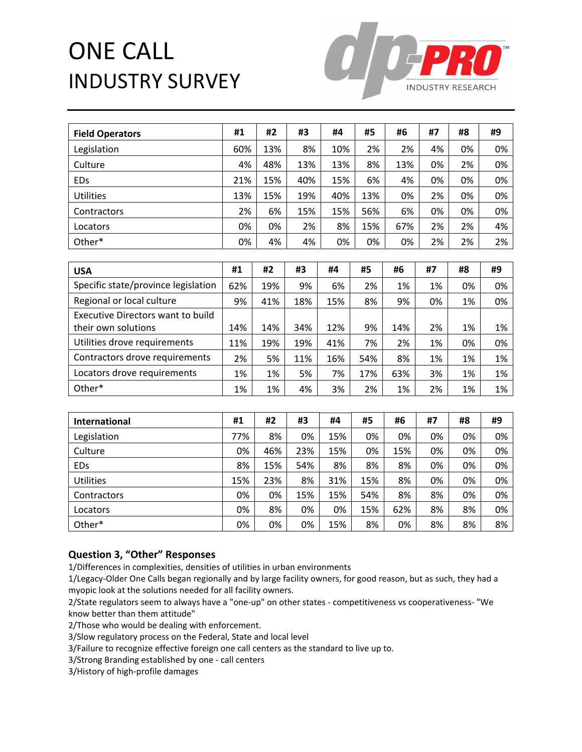# ONE CALL INDUSTRY SURVEY

| Field Operators | #1 | #2 | #3 | #4 | #5 | #6 | #7 | #8 | #9 |
|---|---|---|---|---|---|---|---|---|---|
| Legislation | 60% | 13% | 8% | 10% | 2% | 2% | 4% | 0% | 0% |
| Culture | 4% | 48% | 13% | 13% | 8% | 13% | 0% | 2% | 0% |
| EDs | 21% | 15% | 40% | 15% | 6% | 4% | 0% | 0% | 0% |
| Utilities | 13% | 15% | 19% | 40% | 13% | 0% | 2% | 0% | 0% |
| Contractors | 2% | 6% | 15% | 15% | 56% | 6% | 0% | 0% | 0% |
| Locators | 0% | 0% | 2% | 8% | 15% | 67% | 2% | 2% | 4% |
| Other* | 0% | 4% | 4% | 0% | 0% | 0% | 2% | 2% | 2% |

| USA | #1 | #2 | #3 | #4 | #5 | #6 | #7 | #8 | #9 |
|---|---|---|---|---|---|---|---|---|---|
| Specific state/province legislation | 62% | 19% | 9% | 6% | 2% | 1% | 1% | 0% | 0% |
| Regional or local culture | 9% | 41% | 18% | 15% | 8% | 9% | 0% | 1% | 0% |
| Executive Directors want to build their own solutions | 14% | 14% | 34% | 12% | 9% | 14% | 2% | 1% | 1% |
| Utilities drove requirements | 11% | 19% | 19% | 41% | 7% | 2% | 1% | 0% | 0% |
| Contractors drove requirements | 2% | 5% | 11% | 16% | 54% | 8% | 1% | 1% | 1% |
| Locators drove requirements | 1% | 1% | 5% | 7% | 17% | 63% | 3% | 1% | 1% |
| Other* | 1% | 1% | 4% | 3% | 2% | 1% | 2% | 1% | 1% |

| International | #1 | #2 | #3 | #4 | #5 | #6 | #7 | #8 | #9 |
|---|---|---|---|---|---|---|---|---|---|
| Legislation | 77% | 8% | 0% | 15% | 0% | 0% | 0% | 0% | 0% |
| Culture | 0% | 46% | 23% | 15% | 0% | 15% | 0% | 0% | 0% |
| EDs | 8% | 15% | 54% | 8% | 8% | 8% | 0% | 0% | 0% |
| Utilities | 15% | 23% | 8% | 31% | 15% | 8% | 0% | 0% | 0% |
| Contractors | 0% | 0% | 15% | 15% | 54% | 8% | 8% | 0% | 0% |
| Locators | 0% | 8% | 0% | 0% | 15% | 62% | 8% | 8% | 0% |
| Other* | 0% | 0% | 0% | 15% | 8% | 0% | 8% | 8% | 8% |

### Question 3, "Other" Responses

1/Differences in complexities, densities of utilities in urban environments

1/Legacy-Older One Calls began regionally and by large facility owners, for good reason, but as such, they had a myopic look at the solutions needed for all facility owners.

2/State regulators seem to always have a "one-up" on other states - competitiveness vs cooperativeness- "We know better than them attitude"

2/Those who would be dealing with enforcement.

3/Slow regulatory process on the Federal, State and local level

3/Failure to recognize effective foreign one call centers as the standard to live up to.

3/Strong Branding established by one - call centers

3/History of high-profile damages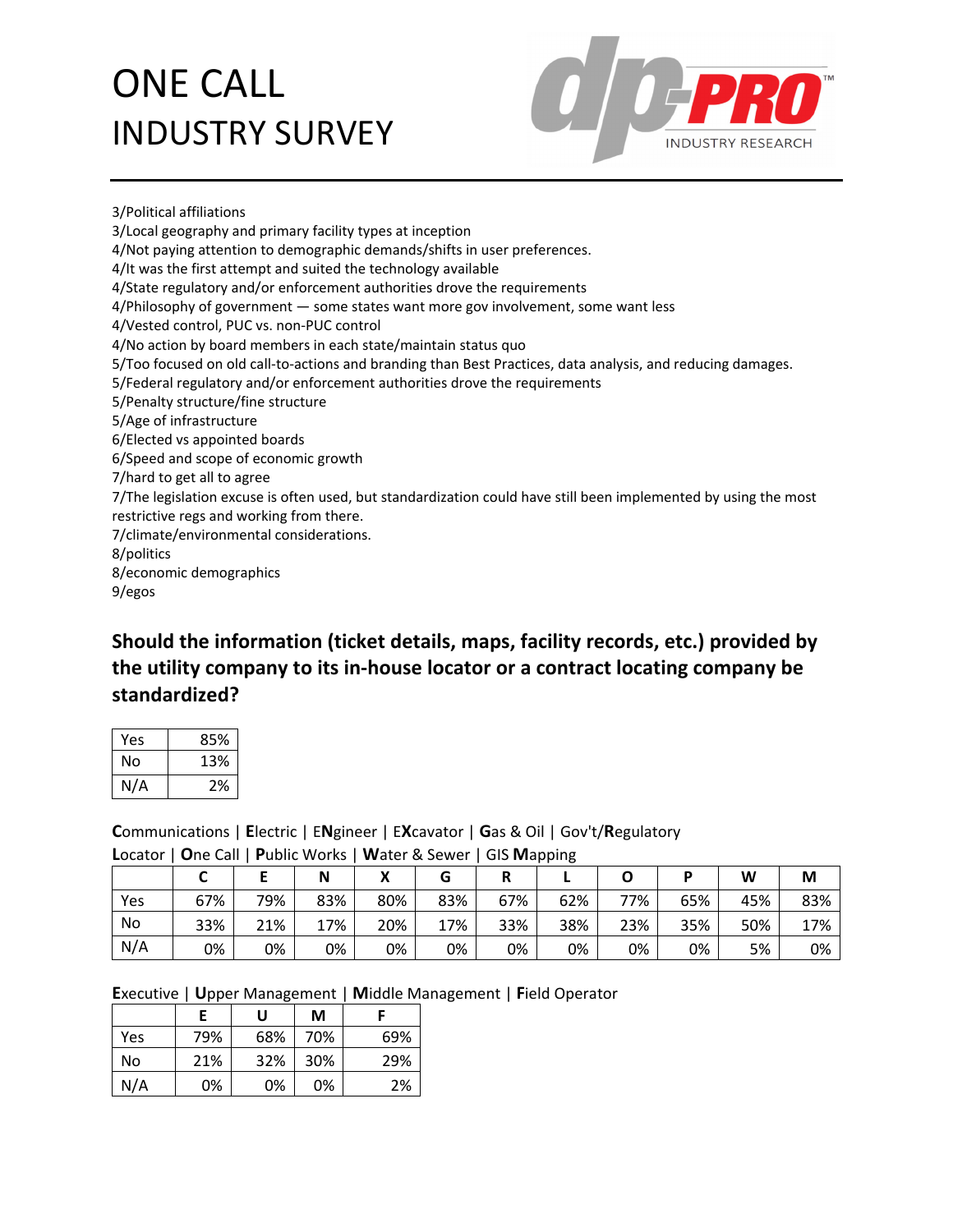3/Political affiliations
3/Local geography and primary facility types at inception
4/Not paying attention to demographic demands/shifts in user preferences.
4/It was the first attempt and suited the technology available
4/State regulatory and/or enforcement authorities drove the requirements
4/Philosophy of government — some states want more gov involvement, some want less
4/Vested control, PUC vs. non-PUC control
4/No action by board members in each state/maintain status quo
5/Too focused on old call-to-actions and branding than Best Practices, data analysis, and reducing damages.
5/Federal regulatory and/or enforcement authorities drove the requirements
5/Penalty structure/fine structure
5/Age of infrastructure
6/Elected vs appointed boards
6/Speed and scope of economic growth
7/hard to get all to agree
7/The legislation excuse is often used, but standardization could have still been implemented by using the most restrictive regs and working from there.
7/climate/environmental considerations.
8/politics
8/economic demographics
9/egos

## Should the information (ticket details, maps, facility records, etc.) provided by the utility company to its in-house locator or a contract locating company be standardized?

| | |
|---|---|
| Yes | 85% |
| No | 13% |
| N/A | 2% |

**C**ommunications | **E**lectric | E**N**gineer | E**X**cavator | **G**as & Oil | Gov't/**R**egulatory
**L**ocator | **O**ne Call | **P**ublic Works | **W**ater & Sewer | GIS **M**apping

| | C | E | N | X | G | R | L | O | P | W | M |
|---|---|---|---|---|---|---|---|---|---|---|---|
| Yes | 67% | 79% | 83% | 80% | 83% | 67% | 62% | 77% | 65% | 45% | 83% |
| No | 33% | 21% | 17% | 20% | 17% | 33% | 38% | 23% | 35% | 50% | 17% |
| N/A | 0% | 0% | 0% | 0% | 0% | 0% | 0% | 0% | 0% | 5% | 0% |

**E**xecutive | **U**pper Management | **M**iddle Management | **F**ield Operator

| | E | U | M | F |
|---|---|---|---|---|
| Yes | 79% | 68% | 70% | 69% |
| No | 21% | 32% | 30% | 29% |
| N/A | 0% | 0% | 0% | 2% |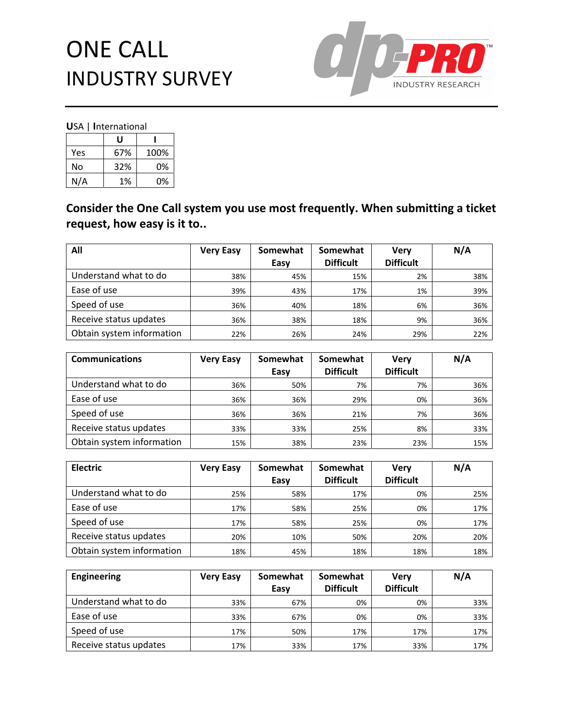# ONE CALL
# INDUSTRY SURVEY

dp-PRO INDUSTRY RESEARCH

**U**SA | **I**nternational

| | U | I |
|---|---|---|
| Yes | 67% | 100% |
| No | 32% | 0% |
| N/A | 1% | 0% |

## Consider the One Call system you use most frequently. When submitting a ticket request, how easy is it to..

| All | Very Easy | Somewhat Easy | Somewhat Difficult | Very Difficult | N/A |
|---|---|---|---|---|---|
| Understand what to do | 38% | 45% | 15% | 2% | 38% |
| Ease of use | 39% | 43% | 17% | 1% | 39% |
| Speed of use | 36% | 40% | 18% | 6% | 36% |
| Receive status updates | 36% | 38% | 18% | 9% | 36% |
| Obtain system information | 22% | 26% | 24% | 29% | 22% |

| Communications | Very Easy | Somewhat Easy | Somewhat Difficult | Very Difficult | N/A |
|---|---|---|---|---|---|
| Understand what to do | 36% | 50% | 7% | 7% | 36% |
| Ease of use | 36% | 36% | 29% | 0% | 36% |
| Speed of use | 36% | 36% | 21% | 7% | 36% |
| Receive status updates | 33% | 33% | 25% | 8% | 33% |
| Obtain system information | 15% | 38% | 23% | 23% | 15% |

| Electric | Very Easy | Somewhat Easy | Somewhat Difficult | Very Difficult | N/A |
|---|---|---|---|---|---|
| Understand what to do | 25% | 58% | 17% | 0% | 25% |
| Ease of use | 17% | 58% | 25% | 0% | 17% |
| Speed of use | 17% | 58% | 25% | 0% | 17% |
| Receive status updates | 20% | 10% | 50% | 20% | 20% |
| Obtain system information | 18% | 45% | 18% | 18% | 18% |

| Engineering | Very Easy | Somewhat Easy | Somewhat Difficult | Very Difficult | N/A |
|---|---|---|---|---|---|
| Understand what to do | 33% | 67% | 0% | 0% | 33% |
| Ease of use | 33% | 67% | 0% | 0% | 33% |
| Speed of use | 17% | 50% | 17% | 17% | 17% |
| Receive status updates | 17% | 33% | 17% | 33% | 17% |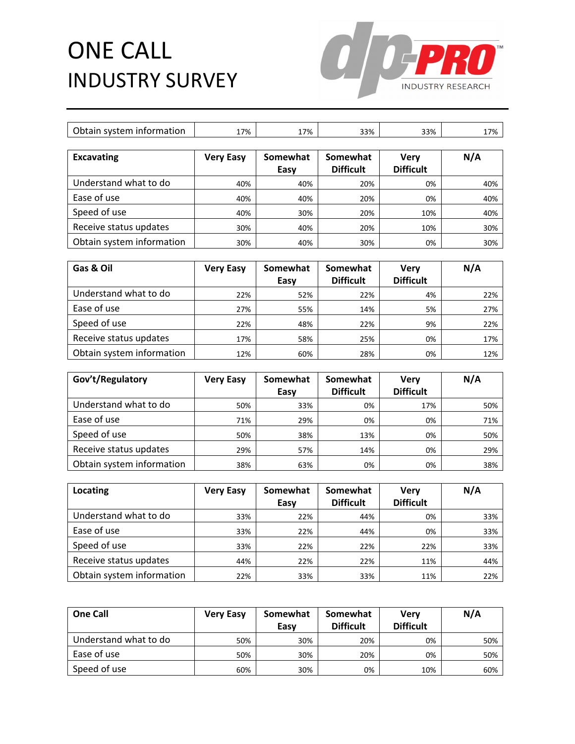# ONE CALL INDUSTRY SURVEY

| | | | | | |
|---|---|---|---|---|---|
| Obtain system information | 17% | 17% | 33% | 33% | 17% |

| Excavating | Very Easy | Somewhat Easy | Somewhat Difficult | Very Difficult | N/A |
|---|---|---|---|---|---|
| Understand what to do | 40% | 40% | 20% | 0% | 40% |
| Ease of use | 40% | 40% | 20% | 0% | 40% |
| Speed of use | 40% | 30% | 20% | 10% | 40% |
| Receive status updates | 30% | 40% | 20% | 10% | 30% |
| Obtain system information | 30% | 40% | 30% | 0% | 30% |

| Gas & Oil | Very Easy | Somewhat Easy | Somewhat Difficult | Very Difficult | N/A |
|---|---|---|---|---|---|
| Understand what to do | 22% | 52% | 22% | 4% | 22% |
| Ease of use | 27% | 55% | 14% | 5% | 27% |
| Speed of use | 22% | 48% | 22% | 9% | 22% |
| Receive status updates | 17% | 58% | 25% | 0% | 17% |
| Obtain system information | 12% | 60% | 28% | 0% | 12% |

| Gov't/Regulatory | Very Easy | Somewhat Easy | Somewhat Difficult | Very Difficult | N/A |
|---|---|---|---|---|---|
| Understand what to do | 50% | 33% | 0% | 17% | 50% |
| Ease of use | 71% | 29% | 0% | 0% | 71% |
| Speed of use | 50% | 38% | 13% | 0% | 50% |
| Receive status updates | 29% | 57% | 14% | 0% | 29% |
| Obtain system information | 38% | 63% | 0% | 0% | 38% |

| Locating | Very Easy | Somewhat Easy | Somewhat Difficult | Very Difficult | N/A |
|---|---|---|---|---|---|
| Understand what to do | 33% | 22% | 44% | 0% | 33% |
| Ease of use | 33% | 22% | 44% | 0% | 33% |
| Speed of use | 33% | 22% | 22% | 22% | 33% |
| Receive status updates | 44% | 22% | 22% | 11% | 44% |
| Obtain system information | 22% | 33% | 33% | 11% | 22% |

| One Call | Very Easy | Somewhat Easy | Somewhat Difficult | Very Difficult | N/A |
|---|---|---|---|---|---|
| Understand what to do | 50% | 30% | 20% | 0% | 50% |
| Ease of use | 50% | 30% | 20% | 0% | 50% |
| Speed of use | 60% | 30% | 0% | 10% | 60% |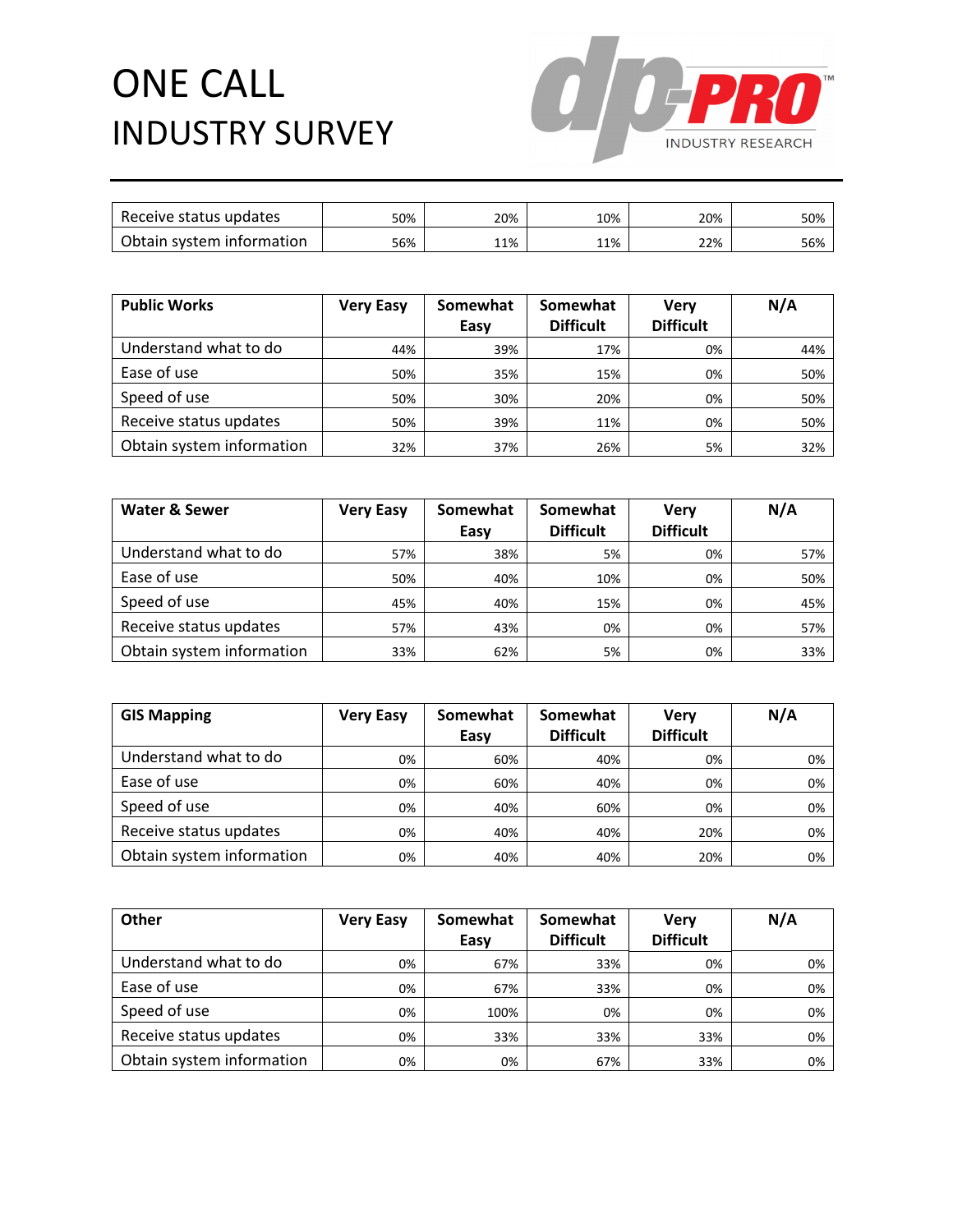# ONE CALL INDUSTRY SURVEY

| | | | | | |
|---|---|---|---|---|---|
| Receive status updates | 50% | 20% | 10% | 20% | 50% |
| Obtain system information | 56% | 11% | 11% | 22% | 56% |

| Public Works | Very Easy | Somewhat Easy | Somewhat Difficult | Very Difficult | N/A |
|---|---|---|---|---|---|
| Understand what to do | 44% | 39% | 17% | 0% | 44% |
| Ease of use | 50% | 35% | 15% | 0% | 50% |
| Speed of use | 50% | 30% | 20% | 0% | 50% |
| Receive status updates | 50% | 39% | 11% | 0% | 50% |
| Obtain system information | 32% | 37% | 26% | 5% | 32% |

| Water & Sewer | Very Easy | Somewhat Easy | Somewhat Difficult | Very Difficult | N/A |
|---|---|---|---|---|---|
| Understand what to do | 57% | 38% | 5% | 0% | 57% |
| Ease of use | 50% | 40% | 10% | 0% | 50% |
| Speed of use | 45% | 40% | 15% | 0% | 45% |
| Receive status updates | 57% | 43% | 0% | 0% | 57% |
| Obtain system information | 33% | 62% | 5% | 0% | 33% |

| GIS Mapping | Very Easy | Somewhat Easy | Somewhat Difficult | Very Difficult | N/A |
|---|---|---|---|---|---|
| Understand what to do | 0% | 60% | 40% | 0% | 0% |
| Ease of use | 0% | 60% | 40% | 0% | 0% |
| Speed of use | 0% | 40% | 60% | 0% | 0% |
| Receive status updates | 0% | 40% | 40% | 20% | 0% |
| Obtain system information | 0% | 40% | 40% | 20% | 0% |

| Other | Very Easy | Somewhat Easy | Somewhat Difficult | Very Difficult | N/A |
|---|---|---|---|---|---|
| Understand what to do | 0% | 67% | 33% | 0% | 0% |
| Ease of use | 0% | 67% | 33% | 0% | 0% |
| Speed of use | 0% | 100% | 0% | 0% | 0% |
| Receive status updates | 0% | 33% | 33% | 33% | 0% |
| Obtain system information | 0% | 0% | 67% | 33% | 0% |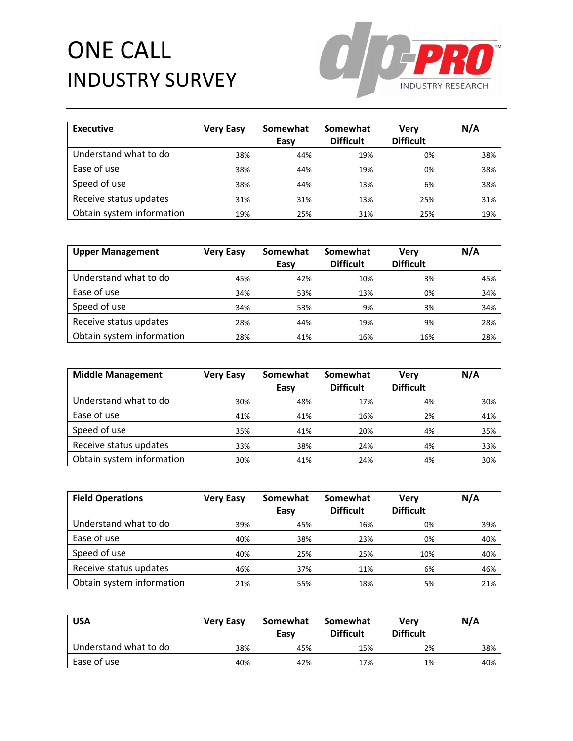# ONE CALL INDUSTRY SURVEY

| Executive | Very Easy | Somewhat Easy | Somewhat Difficult | Very Difficult | N/A |
|---|---|---|---|---|---|
| Understand what to do | 38% | 44% | 19% | 0% | 38% |
| Ease of use | 38% | 44% | 19% | 0% | 38% |
| Speed of use | 38% | 44% | 13% | 6% | 38% |
| Receive status updates | 31% | 31% | 13% | 25% | 31% |
| Obtain system information | 19% | 25% | 31% | 25% | 19% |

| Upper Management | Very Easy | Somewhat Easy | Somewhat Difficult | Very Difficult | N/A |
|---|---|---|---|---|---|
| Understand what to do | 45% | 42% | 10% | 3% | 45% |
| Ease of use | 34% | 53% | 13% | 0% | 34% |
| Speed of use | 34% | 53% | 9% | 3% | 34% |
| Receive status updates | 28% | 44% | 19% | 9% | 28% |
| Obtain system information | 28% | 41% | 16% | 16% | 28% |

| Middle Management | Very Easy | Somewhat Easy | Somewhat Difficult | Very Difficult | N/A |
|---|---|---|---|---|---|
| Understand what to do | 30% | 48% | 17% | 4% | 30% |
| Ease of use | 41% | 41% | 16% | 2% | 41% |
| Speed of use | 35% | 41% | 20% | 4% | 35% |
| Receive status updates | 33% | 38% | 24% | 4% | 33% |
| Obtain system information | 30% | 41% | 24% | 4% | 30% |

| Field Operations | Very Easy | Somewhat Easy | Somewhat Difficult | Very Difficult | N/A |
|---|---|---|---|---|---|
| Understand what to do | 39% | 45% | 16% | 0% | 39% |
| Ease of use | 40% | 38% | 23% | 0% | 40% |
| Speed of use | 40% | 25% | 25% | 10% | 40% |
| Receive status updates | 46% | 37% | 11% | 6% | 46% |
| Obtain system information | 21% | 55% | 18% | 5% | 21% |

| USA | Very Easy | Somewhat Easy | Somewhat Difficult | Very Difficult | N/A |
|---|---|---|---|---|---|
| Understand what to do | 38% | 45% | 15% | 2% | 38% |
| Ease of use | 40% | 42% | 17% | 1% | 40% |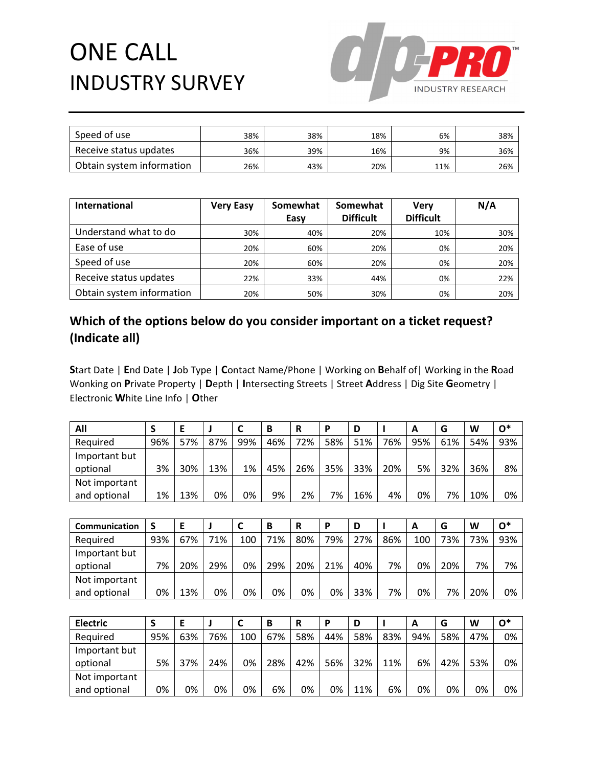| | | | | | |
|---|---|---|---|---|---|
| Speed of use | 38% | 38% | 18% | 6% | 38% |
| Receive status updates | 36% | 39% | 16% | 9% | 36% |
| Obtain system information | 26% | 43% | 20% | 11% | 26% |

| International | Very Easy | Somewhat Easy | Somewhat Difficult | Very Difficult | N/A |
|---|---|---|---|---|---|
| Understand what to do | 30% | 40% | 20% | 10% | 30% |
| Ease of use | 20% | 60% | 20% | 0% | 20% |
| Speed of use | 20% | 60% | 20% | 0% | 20% |
| Receive status updates | 22% | 33% | 44% | 0% | 22% |
| Obtain system information | 20% | 50% | 30% | 0% | 20% |

### Which of the options below do you consider important on a ticket request? (Indicate all)

**S**tart Date | **E**nd Date | **J**ob Type | **C**ontact Name/Phone | Working on **B**ehalf of| Working in the **R**oad
Wonking on **P**rivate Property | **D**epth | **I**ntersecting Streets | Street **A**ddress | Dig Site **G**eometry | Electronic **W**hite Line Info | **O**ther

| All | S | E | J | C | B | R | P | D | I | A | G | W | O* |
|---|---|---|---|---|---|---|---|---|---|---|---|---|---|
| Required | 96% | 57% | 87% | 99% | 46% | 72% | 58% | 51% | 76% | 95% | 61% | 54% | 93% |
| Important but optional | 3% | 30% | 13% | 1% | 45% | 26% | 35% | 33% | 20% | 5% | 32% | 36% | 8% |
| Not important and optional | 1% | 13% | 0% | 0% | 9% | 2% | 7% | 16% | 4% | 0% | 7% | 10% | 0% |

| Communication | S | E | J | C | B | R | P | D | I | A | G | W | O* |
|---|---|---|---|---|---|---|---|---|---|---|---|---|---|
| Required | 93% | 67% | 71% | 100 | 71% | 80% | 79% | 27% | 86% | 100 | 73% | 73% | 93% |
| Important but optional | 7% | 20% | 29% | 0% | 29% | 20% | 21% | 40% | 7% | 0% | 20% | 7% | 7% |
| Not important and optional | 0% | 13% | 0% | 0% | 0% | 0% | 0% | 33% | 7% | 0% | 7% | 20% | 0% |

| Electric | S | E | J | C | B | R | P | D | I | A | G | W | O* |
|---|---|---|---|---|---|---|---|---|---|---|---|---|---|
| Required | 95% | 63% | 76% | 100 | 67% | 58% | 44% | 58% | 83% | 94% | 58% | 47% | 0% |
| Important but optional | 5% | 37% | 24% | 0% | 28% | 42% | 56% | 32% | 11% | 6% | 42% | 53% | 0% |
| Not important and optional | 0% | 0% | 0% | 0% | 6% | 0% | 0% | 11% | 6% | 0% | 0% | 0% | 0% |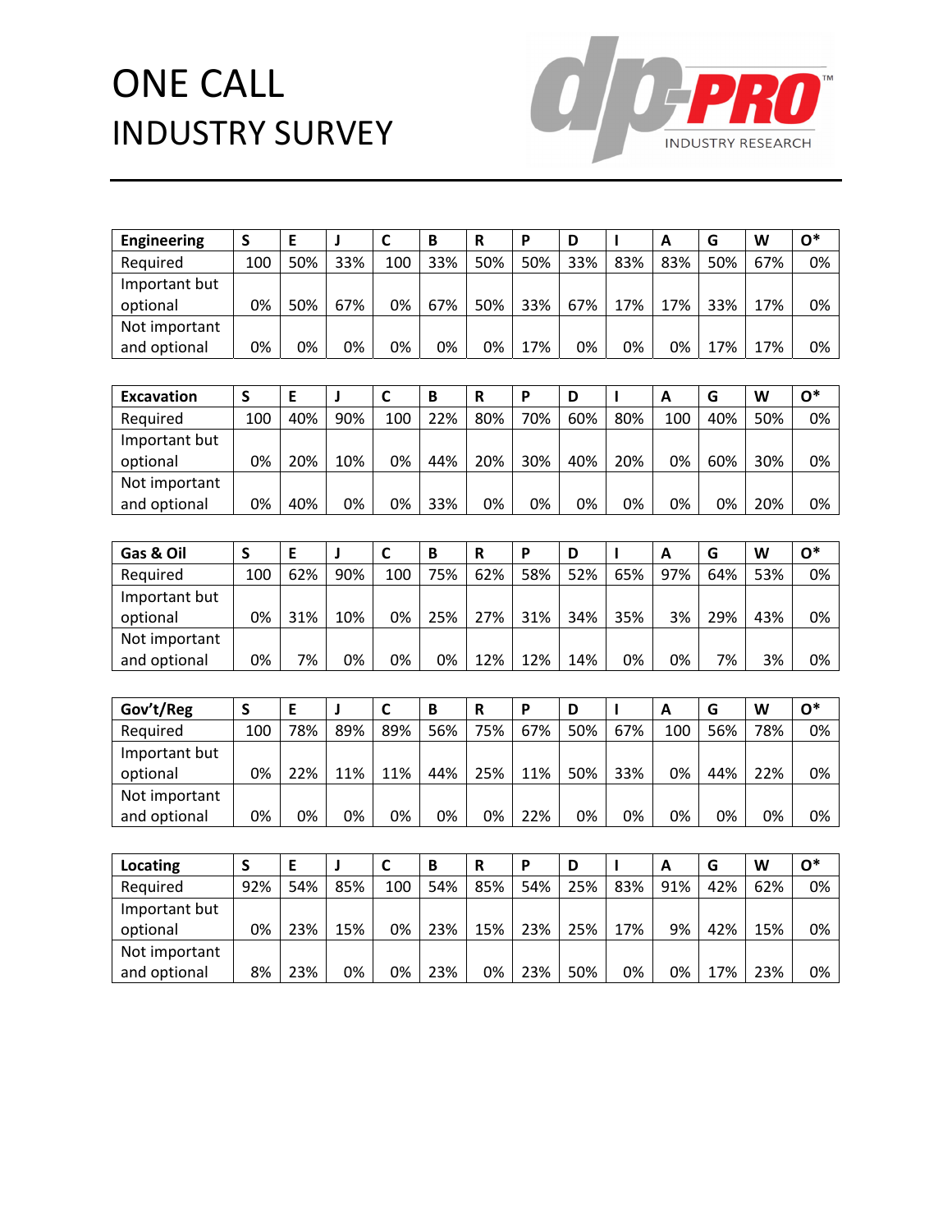# ONE CALL INDUSTRY SURVEY

dp-PRO™ INDUSTRY RESEARCH

| Engineering | S | E | J | C | B | R | P | D | I | A | G | W | O* |
|---|---|---|---|---|---|---|---|---|---|---|---|---|---|
| Required | 100 | 50% | 33% | 100 | 33% | 50% | 50% | 33% | 83% | 83% | 50% | 67% | 0% |
| Important but optional | 0% | 50% | 67% | 0% | 67% | 50% | 33% | 67% | 17% | 17% | 33% | 17% | 0% |
| Not important and optional | 0% | 0% | 0% | 0% | 0% | 0% | 17% | 0% | 0% | 0% | 17% | 17% | 0% |

| Excavation | S | E | J | C | B | R | P | D | I | A | G | W | O* |
|---|---|---|---|---|---|---|---|---|---|---|---|---|---|
| Required | 100 | 40% | 90% | 100 | 22% | 80% | 70% | 60% | 80% | 100 | 40% | 50% | 0% |
| Important but optional | 0% | 20% | 10% | 0% | 44% | 20% | 30% | 40% | 20% | 0% | 60% | 30% | 0% |
| Not important and optional | 0% | 40% | 0% | 0% | 33% | 0% | 0% | 0% | 0% | 0% | 0% | 20% | 0% |

| Gas & Oil | S | E | J | C | B | R | P | D | I | A | G | W | O* |
|---|---|---|---|---|---|---|---|---|---|---|---|---|---|
| Required | 100 | 62% | 90% | 100 | 75% | 62% | 58% | 52% | 65% | 97% | 64% | 53% | 0% |
| Important but optional | 0% | 31% | 10% | 0% | 25% | 27% | 31% | 34% | 35% | 3% | 29% | 43% | 0% |
| Not important and optional | 0% | 7% | 0% | 0% | 0% | 12% | 12% | 14% | 0% | 0% | 7% | 3% | 0% |

| Gov't/Reg | S | E | J | C | B | R | P | D | I | A | G | W | O* |
|---|---|---|---|---|---|---|---|---|---|---|---|---|---|
| Required | 100 | 78% | 89% | 89% | 56% | 75% | 67% | 50% | 67% | 100 | 56% | 78% | 0% |
| Important but optional | 0% | 22% | 11% | 11% | 44% | 25% | 11% | 50% | 33% | 0% | 44% | 22% | 0% |
| Not important and optional | 0% | 0% | 0% | 0% | 0% | 0% | 22% | 0% | 0% | 0% | 0% | 0% | 0% |

| Locating | S | E | J | C | B | R | P | D | I | A | G | W | O* |
|---|---|---|---|---|---|---|---|---|---|---|---|---|---|
| Required | 92% | 54% | 85% | 100 | 54% | 85% | 54% | 25% | 83% | 91% | 42% | 62% | 0% |
| Important but optional | 0% | 23% | 15% | 0% | 23% | 15% | 23% | 25% | 17% | 9% | 42% | 15% | 0% |
| Not important and optional | 8% | 23% | 0% | 0% | 23% | 0% | 23% | 50% | 0% | 0% | 17% | 23% | 0% |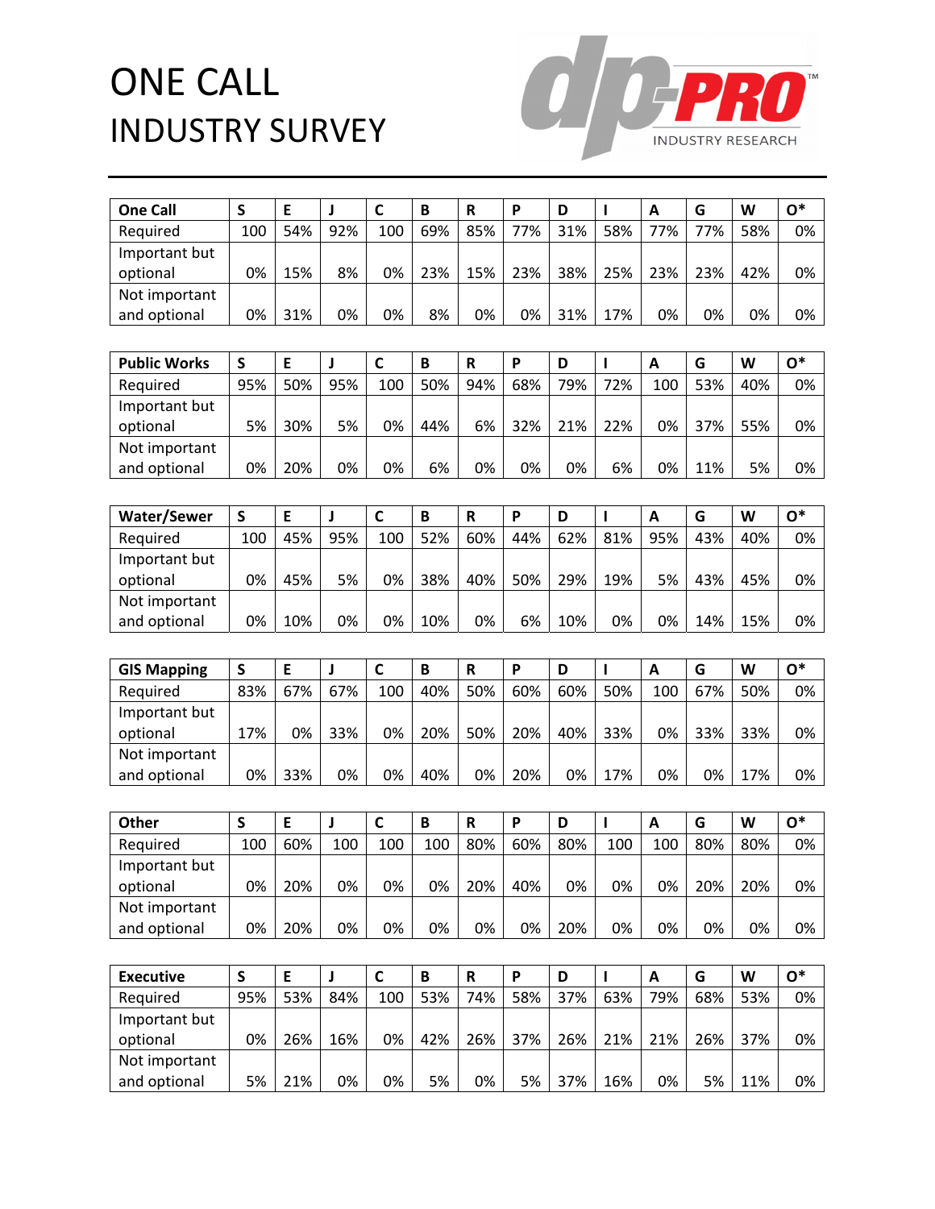# ONE CALL INDUSTRY SURVEY

dp-PRO™ INDUSTRY RESEARCH

| One Call | S | E | J | C | B | R | P | D | I | A | G | W | O* |
|---|---|---|---|---|---|---|---|---|---|---|---|---|---|
| Required | 100 | 54% | 92% | 100 | 69% | 85% | 77% | 31% | 58% | 77% | 77% | 58% | 0% |
| Important but optional | 0% | 15% | 8% | 0% | 23% | 15% | 23% | 38% | 25% | 23% | 23% | 42% | 0% |
| Not important and optional | 0% | 31% | 0% | 0% | 8% | 0% | 0% | 31% | 17% | 0% | 0% | 0% | 0% |

| Public Works | S | E | J | C | B | R | P | D | I | A | G | W | O* |
|---|---|---|---|---|---|---|---|---|---|---|---|---|---|
| Required | 95% | 50% | 95% | 100 | 50% | 94% | 68% | 79% | 72% | 100 | 53% | 40% | 0% |
| Important but optional | 5% | 30% | 5% | 0% | 44% | 6% | 32% | 21% | 22% | 0% | 37% | 55% | 0% |
| Not important and optional | 0% | 20% | 0% | 0% | 6% | 0% | 0% | 0% | 6% | 0% | 11% | 5% | 0% |

| Water/Sewer | S | E | J | C | B | R | P | D | I | A | G | W | O* |
|---|---|---|---|---|---|---|---|---|---|---|---|---|---|
| Required | 100 | 45% | 95% | 100 | 52% | 60% | 44% | 62% | 81% | 95% | 43% | 40% | 0% |
| Important but optional | 0% | 45% | 5% | 0% | 38% | 40% | 50% | 29% | 19% | 5% | 43% | 45% | 0% |
| Not important and optional | 0% | 10% | 0% | 0% | 10% | 0% | 6% | 10% | 0% | 0% | 14% | 15% | 0% |

| GIS Mapping | S | E | J | C | B | R | P | D | I | A | G | W | O* |
|---|---|---|---|---|---|---|---|---|---|---|---|---|---|
| Required | 83% | 67% | 67% | 100 | 40% | 50% | 60% | 60% | 50% | 100 | 67% | 50% | 0% |
| Important but optional | 17% | 0% | 33% | 0% | 20% | 50% | 20% | 40% | 33% | 0% | 33% | 33% | 0% |
| Not important and optional | 0% | 33% | 0% | 0% | 40% | 0% | 20% | 0% | 17% | 0% | 0% | 17% | 0% |

| Other | S | E | J | C | B | R | P | D | I | A | G | W | O* |
|---|---|---|---|---|---|---|---|---|---|---|---|---|---|
| Required | 100 | 60% | 100 | 100 | 100 | 80% | 60% | 80% | 100 | 100 | 80% | 80% | 0% |
| Important but optional | 0% | 20% | 0% | 0% | 0% | 20% | 40% | 0% | 0% | 0% | 20% | 20% | 0% |
| Not important and optional | 0% | 20% | 0% | 0% | 0% | 0% | 0% | 20% | 0% | 0% | 0% | 0% | 0% |

| Executive | S | E | J | C | B | R | P | D | I | A | G | W | O* |
|---|---|---|---|---|---|---|---|---|---|---|---|---|---|
| Required | 95% | 53% | 84% | 100 | 53% | 74% | 58% | 37% | 63% | 79% | 68% | 53% | 0% |
| Important but optional | 0% | 26% | 16% | 0% | 42% | 26% | 37% | 26% | 21% | 21% | 26% | 37% | 0% |
| Not important and optional | 5% | 21% | 0% | 0% | 5% | 0% | 5% | 37% | 16% | 0% | 5% | 11% | 0% |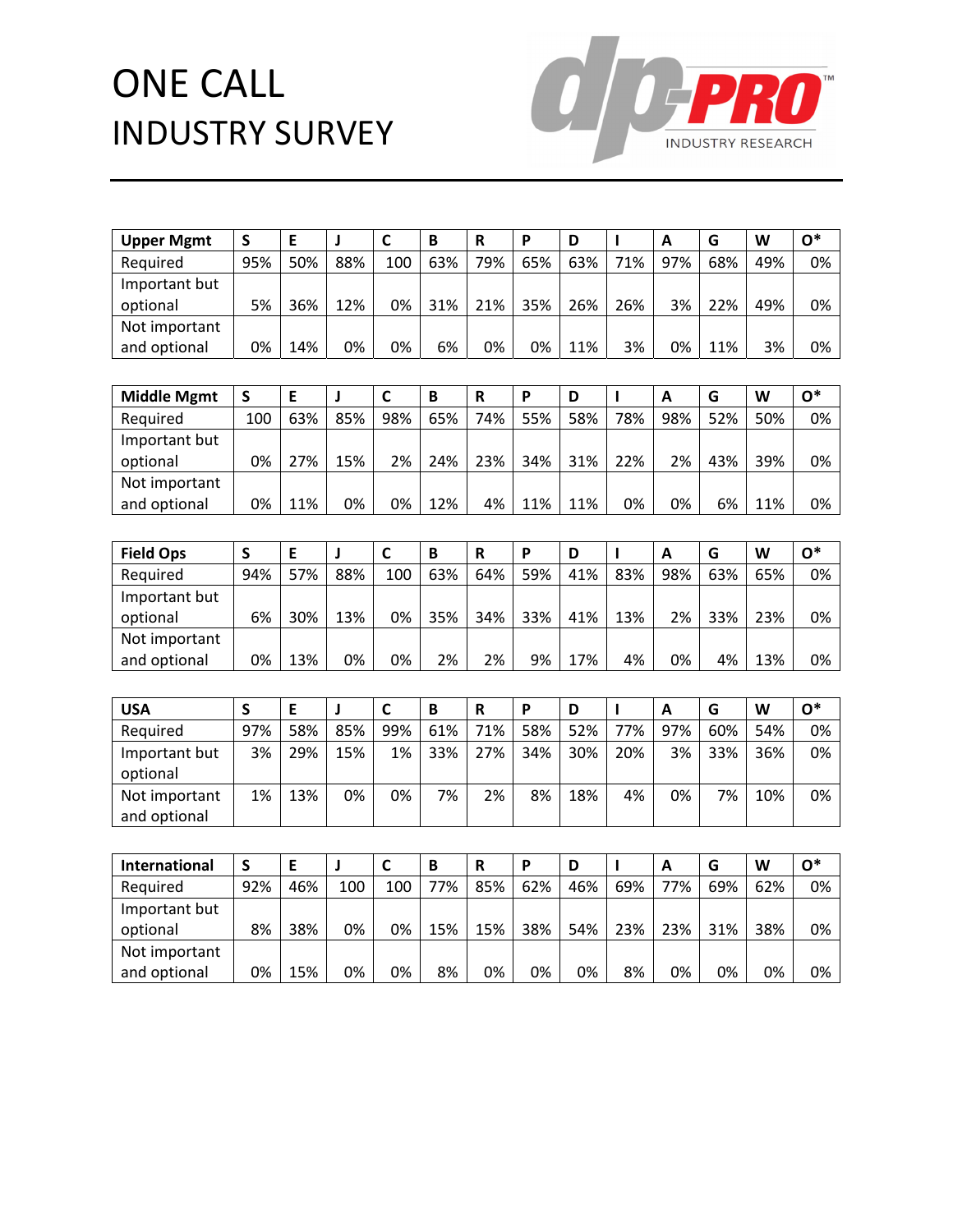# ONE CALL INDUSTRY SURVEY

| Upper Mgmt | S | E | J | C | B | R | P | D | I | A | G | W | O* |
|---|---|---|---|---|---|---|---|---|---|---|---|---|---|
| Required | 95% | 50% | 88% | 100 | 63% | 79% | 65% | 63% | 71% | 97% | 68% | 49% | 0% |
| Important but optional | 5% | 36% | 12% | 0% | 31% | 21% | 35% | 26% | 26% | 3% | 22% | 49% | 0% |
| Not important and optional | 0% | 14% | 0% | 0% | 6% | 0% | 0% | 11% | 3% | 0% | 11% | 3% | 0% |

| Middle Mgmt | S | E | J | C | B | R | P | D | I | A | G | W | O* |
|---|---|---|---|---|---|---|---|---|---|---|---|---|---|
| Required | 100 | 63% | 85% | 98% | 65% | 74% | 55% | 58% | 78% | 98% | 52% | 50% | 0% |
| Important but optional | 0% | 27% | 15% | 2% | 24% | 23% | 34% | 31% | 22% | 2% | 43% | 39% | 0% |
| Not important and optional | 0% | 11% | 0% | 0% | 12% | 4% | 11% | 11% | 0% | 0% | 6% | 11% | 0% |

| Field Ops | S | E | J | C | B | R | P | D | I | A | G | W | O* |
|---|---|---|---|---|---|---|---|---|---|---|---|---|---|
| Required | 94% | 57% | 88% | 100 | 63% | 64% | 59% | 41% | 83% | 98% | 63% | 65% | 0% |
| Important but optional | 6% | 30% | 13% | 0% | 35% | 34% | 33% | 41% | 13% | 2% | 33% | 23% | 0% |
| Not important and optional | 0% | 13% | 0% | 0% | 2% | 2% | 9% | 17% | 4% | 0% | 4% | 13% | 0% |

| USA | S | E | J | C | B | R | P | D | I | A | G | W | O* |
|---|---|---|---|---|---|---|---|---|---|---|---|---|---|
| Required | 97% | 58% | 85% | 99% | 61% | 71% | 58% | 52% | 77% | 97% | 60% | 54% | 0% |
| Important but optional | 3% | 29% | 15% | 1% | 33% | 27% | 34% | 30% | 20% | 3% | 33% | 36% | 0% |
| Not important and optional | 1% | 13% | 0% | 0% | 7% | 2% | 8% | 18% | 4% | 0% | 7% | 10% | 0% |

| International | S | E | J | C | B | R | P | D | I | A | G | W | O* |
|---|---|---|---|---|---|---|---|---|---|---|---|---|---|
| Required | 92% | 46% | 100 | 100 | 77% | 85% | 62% | 46% | 69% | 77% | 69% | 62% | 0% |
| Important but optional | 8% | 38% | 0% | 0% | 15% | 15% | 38% | 54% | 23% | 23% | 31% | 38% | 0% |
| Not important and optional | 0% | 15% | 0% | 0% | 8% | 0% | 0% | 0% | 8% | 0% | 0% | 0% | 0% |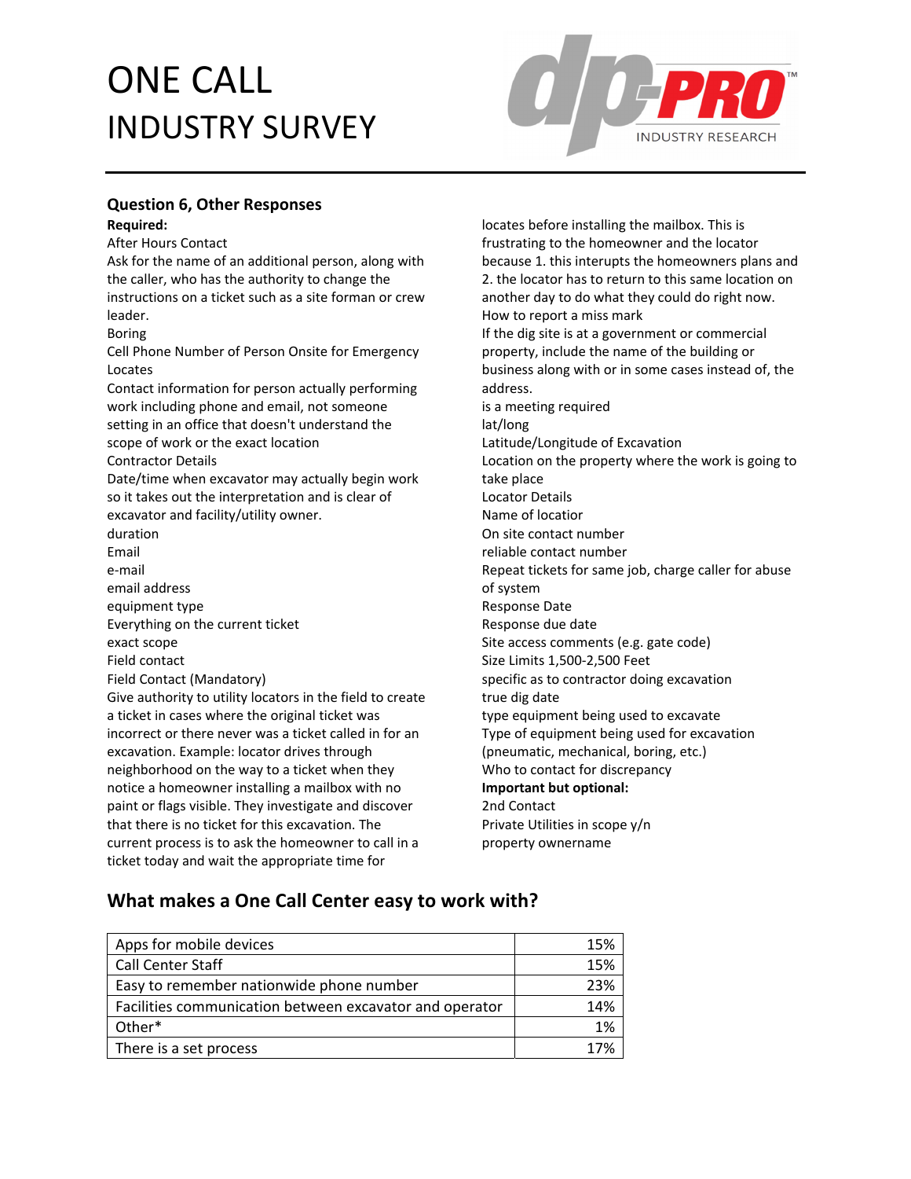# ONE CALL INDUSTRY SURVEY

## Question 6, Other Responses

**Required:**

After Hours Contact

Ask for the name of an additional person, along with the caller, who has the authority to change the instructions on a ticket such as a site forman or crew leader.

Boring

Cell Phone Number of Person Onsite for Emergency Locates

Contact information for person actually performing work including phone and email, not someone setting in an office that doesn't understand the scope of work or the exact location

Contractor Details

Date/time when excavator may actually begin work so it takes out the interpretation and is clear of excavator and facility/utility owner.

duration

Email

e-mail

email address

equipment type

Everything on the current ticket

exact scope

Field contact

Field Contact (Mandatory)

Give authority to utility locators in the field to create a ticket in cases where the original ticket was incorrect or there never was a ticket called in for an excavation. Example: locator drives through neighborhood on the way to a ticket when they notice a homeowner installing a mailbox with no paint or flags visible. They investigate and discover that there is no ticket for this excavation. The current process is to ask the homeowner to call in a ticket today and wait the appropriate time for locates before installing the mailbox. This is frustrating to the homeowner and the locator because 1. this interupts the homeowners plans and 2. the locator has to return to this same location on another day to do what they could do right now.

How to report a miss mark

If the dig site is at a government or commercial property, include the name of the building or business along with or in some cases instead of, the address.

is a meeting required

lat/long

Latitude/Longitude of Excavation

Location on the property where the work is going to take place

Locator Details

Name of locatior

On site contact number

reliable contact number

Repeat tickets for same job, charge caller for abuse of system

Response Date

Response due date

Site access comments (e.g. gate code)

Size Limits 1,500-2,500 Feet

specific as to contractor doing excavation

true dig date

type equipment being used to excavate

Type of equipment being used for excavation (pneumatic, mechanical, boring, etc.)

Who to contact for discrepancy

**Important but optional:**

2nd Contact

Private Utilities in scope y/n

property ownername

## What makes a One Call Center easy to work with?

| Option | Percent |
|---|---|
| Apps for mobile devices | 15% |
| Call Center Staff | 15% |
| Easy to remember nationwide phone number | 23% |
| Facilities communication between excavator and operator | 14% |
| Other* | 1% |
| There is a set process | 17% |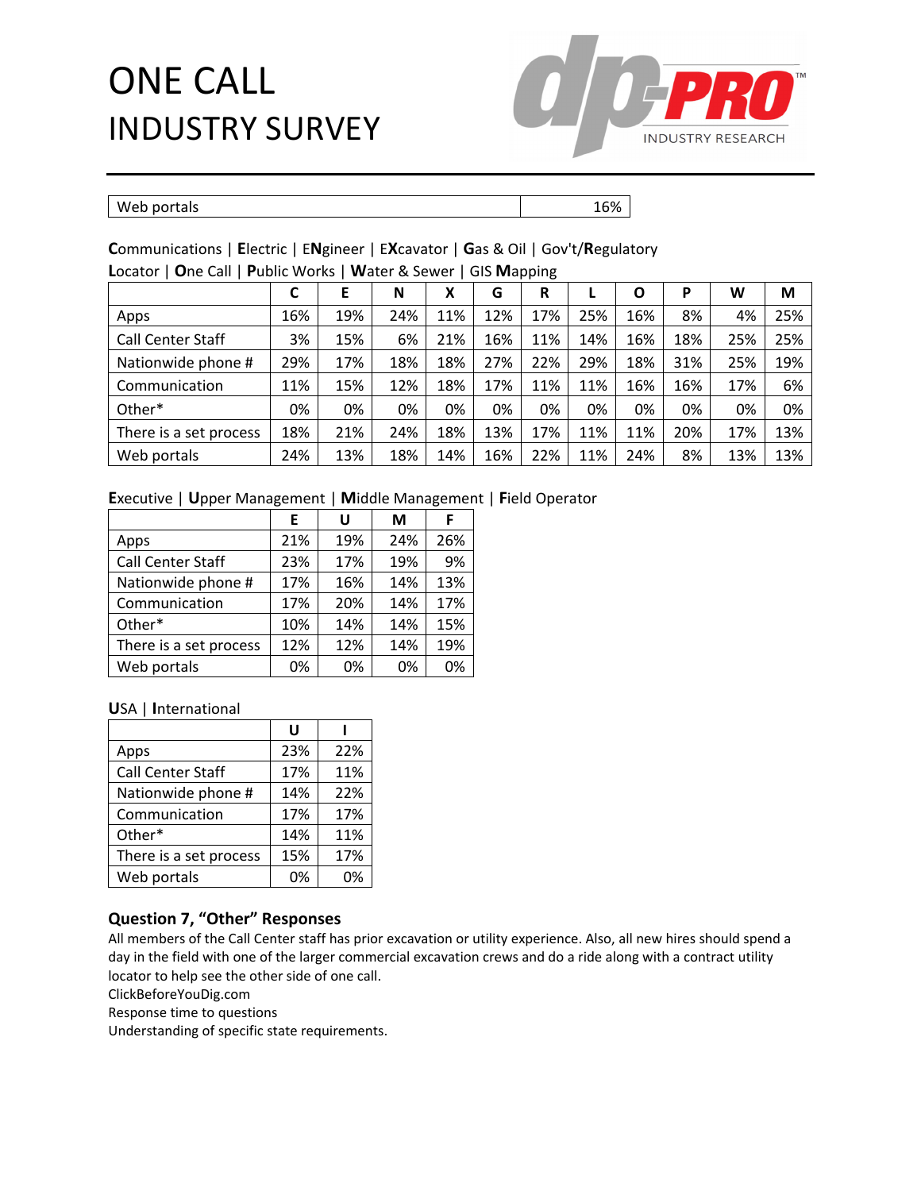| Web portals | 16% |
|---|---|

**C**ommunications | **E**lectric | E**N**gineer | E**X**cavator | **G**as & Oil | Gov't/**R**egulatory
**L**ocator | **O**ne Call | **P**ublic Works | **W**ater & Sewer | GIS **M**apping

| | C | E | N | X | G | R | L | O | P | W | M |
|---|---|---|---|---|---|---|---|---|---|---|---|
| Apps | 16% | 19% | 24% | 11% | 12% | 17% | 25% | 16% | 8% | 4% | 25% |
| Call Center Staff | 3% | 15% | 6% | 21% | 16% | 11% | 14% | 16% | 18% | 25% | 25% |
| Nationwide phone # | 29% | 17% | 18% | 18% | 27% | 22% | 29% | 18% | 31% | 25% | 19% |
| Communication | 11% | 15% | 12% | 18% | 17% | 11% | 11% | 16% | 16% | 17% | 6% |
| Other* | 0% | 0% | 0% | 0% | 0% | 0% | 0% | 0% | 0% | 0% | 0% |
| There is a set process | 18% | 21% | 24% | 18% | 13% | 17% | 11% | 11% | 20% | 17% | 13% |
| Web portals | 24% | 13% | 18% | 14% | 16% | 22% | 11% | 24% | 8% | 13% | 13% |

**E**xecutive | **U**pper Management | **M**iddle Management | **F**ield Operator

| | E | U | M | F |
|---|---|---|---|---|
| Apps | 21% | 19% | 24% | 26% |
| Call Center Staff | 23% | 17% | 19% | 9% |
| Nationwide phone # | 17% | 16% | 14% | 13% |
| Communication | 17% | 20% | 14% | 17% |
| Other* | 10% | 14% | 14% | 15% |
| There is a set process | 12% | 12% | 14% | 19% |
| Web portals | 0% | 0% | 0% | 0% |

**U**SA | **I**nternational

| | U | I |
|---|---|---|
| Apps | 23% | 22% |
| Call Center Staff | 17% | 11% |
| Nationwide phone # | 14% | 22% |
| Communication | 17% | 17% |
| Other* | 14% | 11% |
| There is a set process | 15% | 17% |
| Web portals | 0% | 0% |

### Question 7, "Other" Responses

All members of the Call Center staff has prior excavation or utility experience. Also, all new hires should spend a day in the field with one of the larger commercial excavation crews and do a ride along with a contract utility locator to help see the other side of one call.
ClickBeforeYouDig.com
Response time to questions
Understanding of specific state requirements.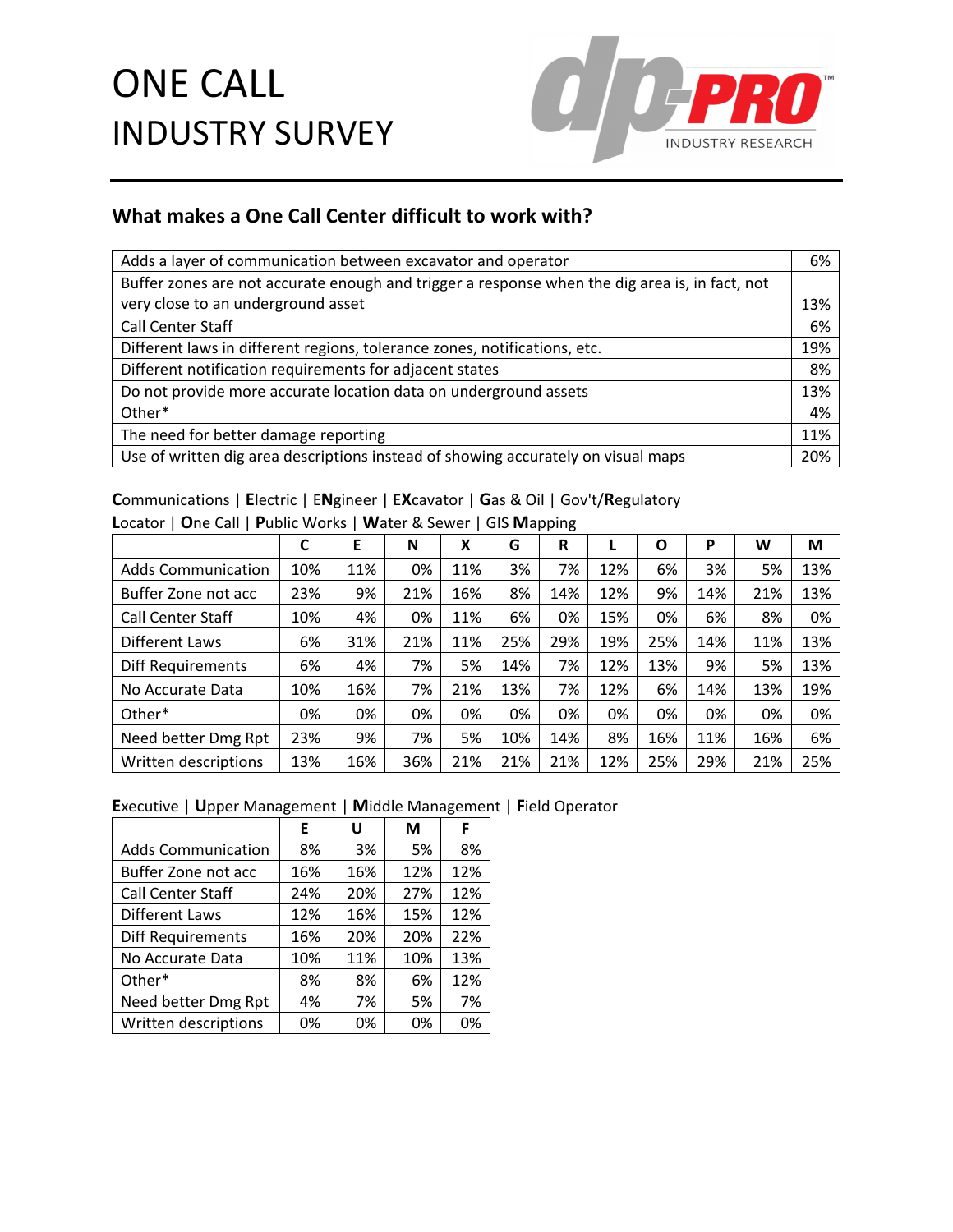# ONE CALL INDUSTRY SURVEY

## What makes a One Call Center difficult to work with?

| | |
|---|---|
| Adds a layer of communication between excavator and operator | 6% |
| Buffer zones are not accurate enough and trigger a response when the dig area is, in fact, not very close to an underground asset | 13% |
| Call Center Staff | 6% |
| Different laws in different regions, tolerance zones, notifications, etc. | 19% |
| Different notification requirements for adjacent states | 8% |
| Do not provide more accurate location data on underground assets | 13% |
| Other* | 4% |
| The need for better damage reporting | 11% |
| Use of written dig area descriptions instead of showing accurately on visual maps | 20% |

**C**ommunications | **E**lectric | E**N**gineer | E**X**cavator | **G**as & Oil | Gov't/**R**egulatory
**L**ocator | **O**ne Call | **P**ublic Works | **W**ater & Sewer | GIS **M**apping

| | C | E | N | X | G | R | L | O | P | W | M |
|---|---|---|---|---|---|---|---|---|---|---|---|
| Adds Communication | 10% | 11% | 0% | 11% | 3% | 7% | 12% | 6% | 3% | 5% | 13% |
| Buffer Zone not acc | 23% | 9% | 21% | 16% | 8% | 14% | 12% | 9% | 14% | 21% | 13% |
| Call Center Staff | 10% | 4% | 0% | 11% | 6% | 0% | 15% | 0% | 6% | 8% | 0% |
| Different Laws | 6% | 31% | 21% | 11% | 25% | 29% | 19% | 25% | 14% | 11% | 13% |
| Diff Requirements | 6% | 4% | 7% | 5% | 14% | 7% | 12% | 13% | 9% | 5% | 13% |
| No Accurate Data | 10% | 16% | 7% | 21% | 13% | 7% | 12% | 6% | 14% | 13% | 19% |
| Other* | 0% | 0% | 0% | 0% | 0% | 0% | 0% | 0% | 0% | 0% | 0% |
| Need better Dmg Rpt | 23% | 9% | 7% | 5% | 10% | 14% | 8% | 16% | 11% | 16% | 6% |
| Written descriptions | 13% | 16% | 36% | 21% | 21% | 21% | 12% | 25% | 29% | 21% | 25% |

**E**xecutive | **U**pper Management | **M**iddle Management | **F**ield Operator

| | E | U | M | F |
|---|---|---|---|---|
| Adds Communication | 8% | 3% | 5% | 8% |
| Buffer Zone not acc | 16% | 16% | 12% | 12% |
| Call Center Staff | 24% | 20% | 27% | 12% |
| Different Laws | 12% | 16% | 15% | 12% |
| Diff Requirements | 16% | 20% | 20% | 22% |
| No Accurate Data | 10% | 11% | 10% | 13% |
| Other* | 8% | 8% | 6% | 12% |
| Need better Dmg Rpt | 4% | 7% | 5% | 7% |
| Written descriptions | 0% | 0% | 0% | 0% |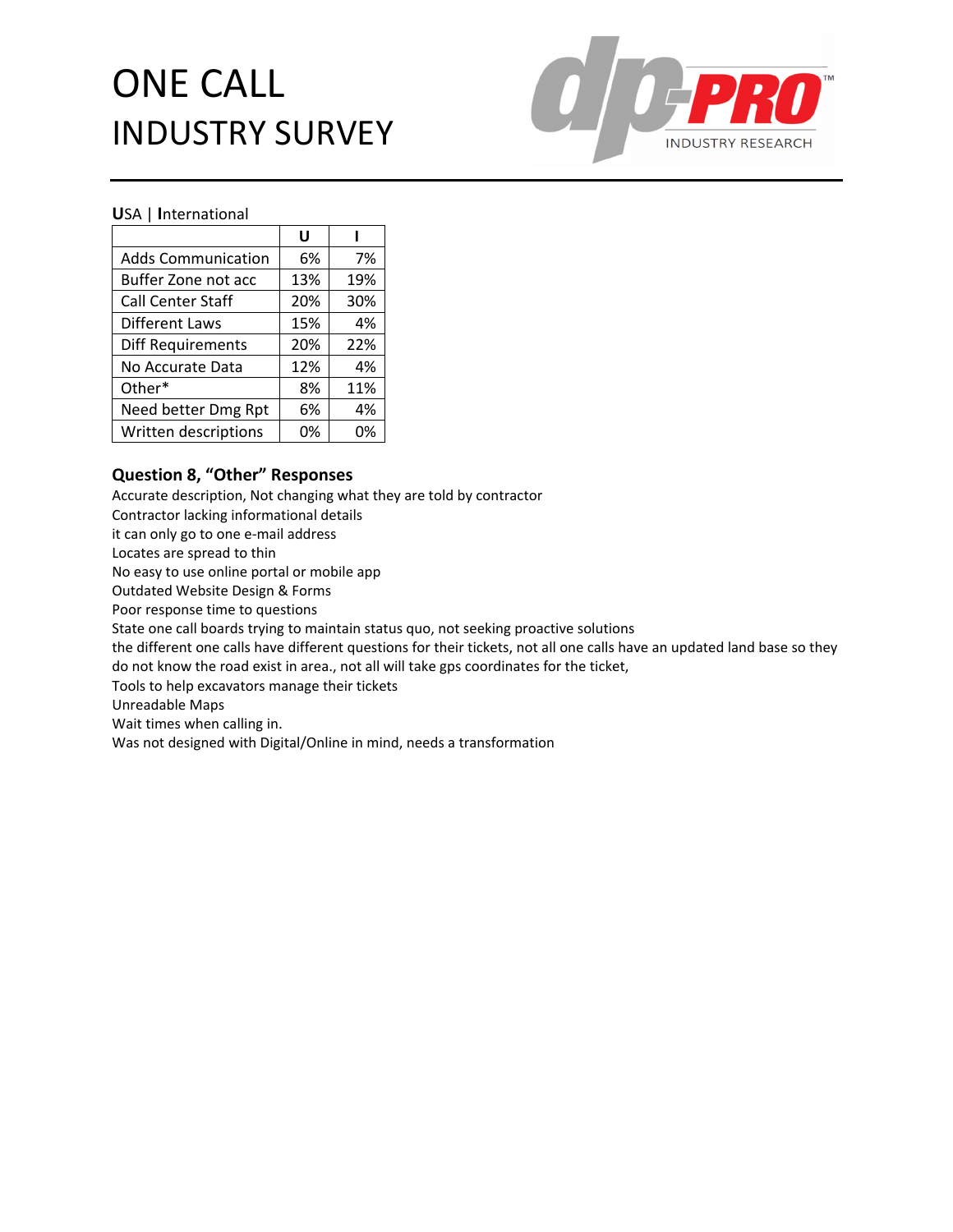# ONE CALL INDUSTRY SURVEY

**U**SA | **I**nternational

| | U | I |
|---|---|---|
| Adds Communication | 6% | 7% |
| Buffer Zone not acc | 13% | 19% |
| Call Center Staff | 20% | 30% |
| Different Laws | 15% | 4% |
| Diff Requirements | 20% | 22% |
| No Accurate Data | 12% | 4% |
| Other* | 8% | 11% |
| Need better Dmg Rpt | 6% | 4% |
| Written descriptions | 0% | 0% |

### Question 8, "Other" Responses

Accurate description, Not changing what they are told by contractor
Contractor lacking informational details
it can only go to one e-mail address
Locates are spread to thin
No easy to use online portal or mobile app
Outdated Website Design & Forms
Poor response time to questions
State one call boards trying to maintain status quo, not seeking proactive solutions
the different one calls have different questions for their tickets, not all one calls have an updated land base so they do not know the road exist in area., not all will take gps coordinates for the ticket,
Tools to help excavators manage their tickets
Unreadable Maps
Wait times when calling in.
Was not designed with Digital/Online in mind, needs a transformation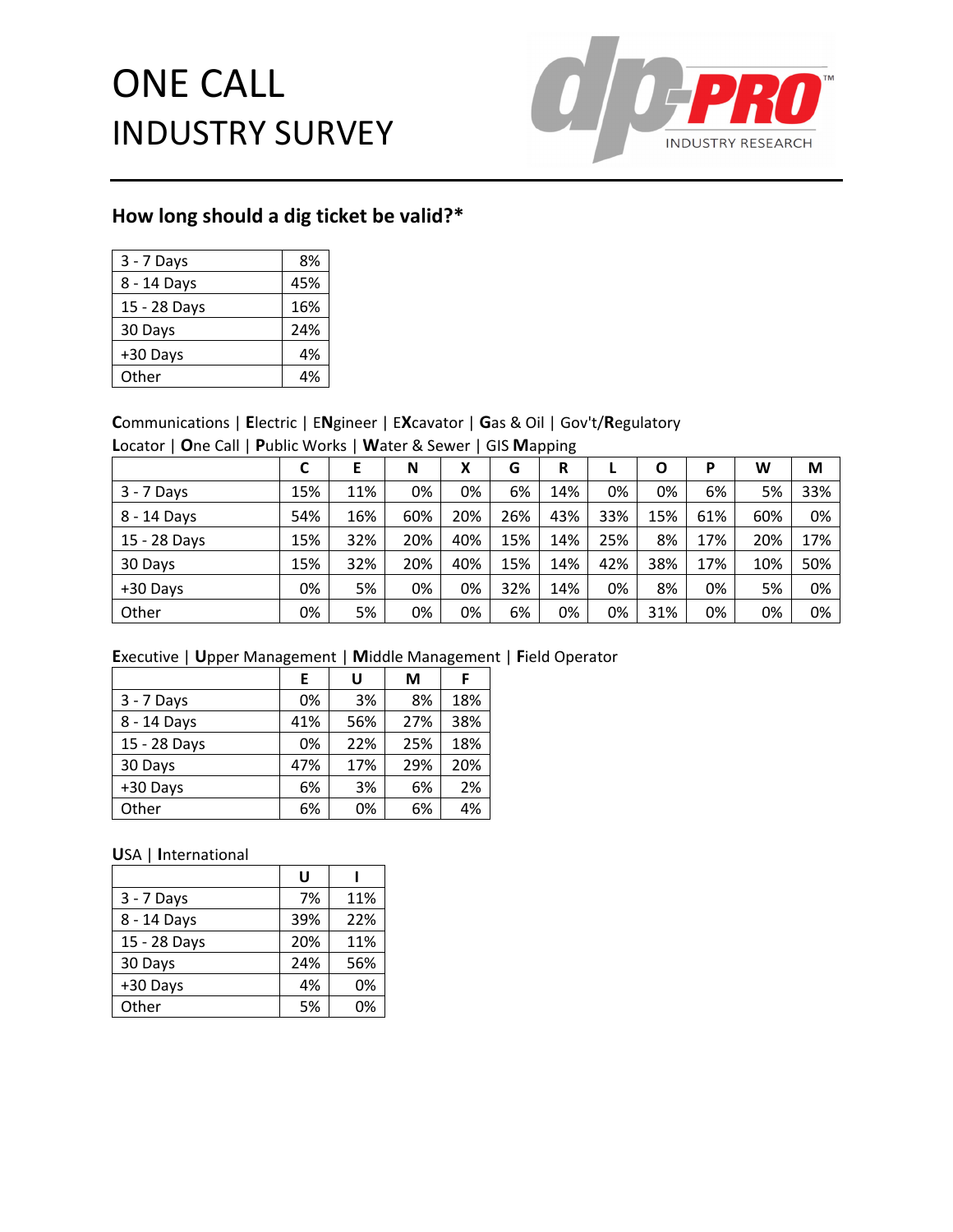# ONE CALL INDUSTRY SURVEY

dp-PRO INDUSTRY RESEARCH

## How long should a dig ticket be valid?*

| | |
|---|---|
| 3 - 7 Days | 8% |
| 8 - 14 Days | 45% |
| 15 - 28 Days | 16% |
| 30 Days | 24% |
| +30 Days | 4% |
| Other | 4% |

**C**ommunications | **E**lectric | E**N**gineer | E**X**cavator | **G**as & Oil | Gov't/**R**egulatory
**L**ocator | **O**ne Call | **P**ublic Works | **W**ater & Sewer | GIS **M**apping

| | C | E | N | X | G | R | L | O | P | W | M |
|---|---|---|---|---|---|---|---|---|---|---|---|
| 3 - 7 Days | 15% | 11% | 0% | 0% | 6% | 14% | 0% | 0% | 6% | 5% | 33% |
| 8 - 14 Days | 54% | 16% | 60% | 20% | 26% | 43% | 33% | 15% | 61% | 60% | 0% |
| 15 - 28 Days | 15% | 32% | 20% | 40% | 15% | 14% | 25% | 8% | 17% | 20% | 17% |
| 30 Days | 15% | 32% | 20% | 40% | 15% | 14% | 42% | 38% | 17% | 10% | 50% |
| +30 Days | 0% | 5% | 0% | 0% | 32% | 14% | 0% | 8% | 0% | 5% | 0% |
| Other | 0% | 5% | 0% | 0% | 6% | 0% | 0% | 31% | 0% | 0% | 0% |

**E**xecutive | **U**pper Management | **M**iddle Management | **F**ield Operator

| | E | U | M | F |
|---|---|---|---|---|
| 3 - 7 Days | 0% | 3% | 8% | 18% |
| 8 - 14 Days | 41% | 56% | 27% | 38% |
| 15 - 28 Days | 0% | 22% | 25% | 18% |
| 30 Days | 47% | 17% | 29% | 20% |
| +30 Days | 6% | 3% | 6% | 2% |
| Other | 6% | 0% | 6% | 4% |

**U**SA | **I**nternational

| | U | I |
|---|---|---|
| 3 - 7 Days | 7% | 11% |
| 8 - 14 Days | 39% | 22% |
| 15 - 28 Days | 20% | 11% |
| 30 Days | 24% | 56% |
| +30 Days | 4% | 0% |
| Other | 5% | 0% |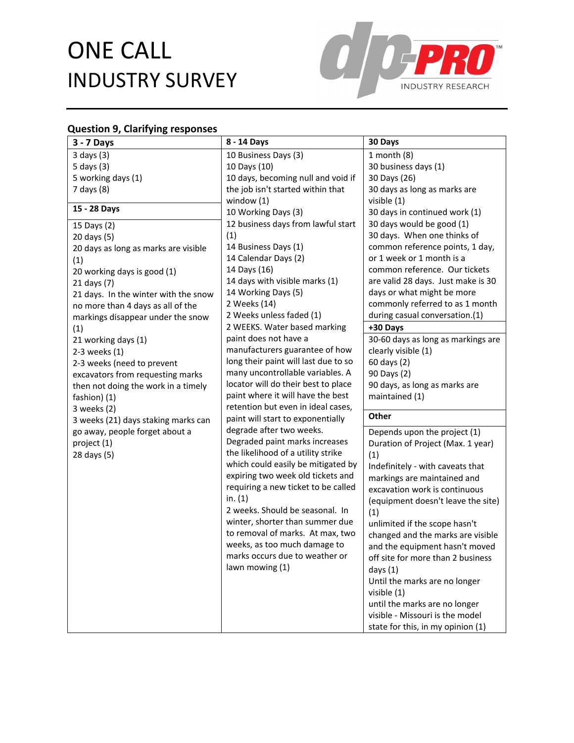# ONE CALL INDUSTRY SURVEY

## Question 9, Clarifying responses

**3 - 7 Days**

3 days (3)
5 days (3)
5 working days (1)
7 days (8)

**15 - 28 Days**

15 Days (2)
20 days (5)
20 days as long as marks are visible (1)
20 working days is good (1)
21 days (7)
21 days. In the winter with the snow no more than 4 days as all of the markings disappear under the snow (1)
21 working days (1)
2-3 weeks (1)
2-3 weeks (need to prevent excavators from requesting marks then not doing the work in a timely fashion) (1)
3 weeks (2)
3 weeks (21) days staking marks can go away, people forget about a project (1)
28 days (5)

**8 - 14 Days**

10 Business Days (3)
10 Days (10)
10 days, becoming null and void if the job isn't started within that window (1)
10 Working Days (3)
12 business days from lawful start (1)
14 Business Days (1)
14 Calendar Days (2)
14 Days (16)
14 days with visible marks (1)
14 Working Days (5)
2 Weeks (14)
2 Weeks unless faded (1)
2 WEEKS. Water based marking paint does not have a manufacturers guarantee of how long their paint will last due to so many uncontrollable variables. A locator will do their best to place paint where it will have the best retention but even in ideal cases, paint will start to exponentially degrade after two weeks. Degraded paint marks increases the likelihood of a utility strike which could easily be mitigated by expiring two week old tickets and requiring a new ticket to be called in. (1)
2 weeks. Should be seasonal. In winter, shorter than summer due to removal of marks. At max, two weeks, as too much damage to marks occurs due to weather or lawn mowing (1)

**30 Days**

1 month (8)
30 business days (1)
30 Days (26)
30 days as long as marks are visible (1)
30 days in continued work (1)
30 days would be good (1)
30 days. When one thinks of common reference points, 1 day, or 1 week or 1 month is a common reference. Our tickets are valid 28 days. Just make is 30 days or what might be more commonly referred to as 1 month during casual conversation.(1)

**+30 Days**

30-60 days as long as markings are clearly visible (1)
60 days (2)
90 Days (2)
90 days, as long as marks are maintained (1)

**Other**

Depends upon the project (1)
Duration of Project (Max. 1 year) (1)
Indefinitely - with caveats that markings are maintained and excavation work is continuous (equipment doesn't leave the site) (1)
unlimited if the scope hasn't changed and the marks are visible and the equipment hasn't moved off site for more than 2 business days (1)
Until the marks are no longer visible (1)
until the marks are no longer visible - Missouri is the model state for this, in my opinion (1)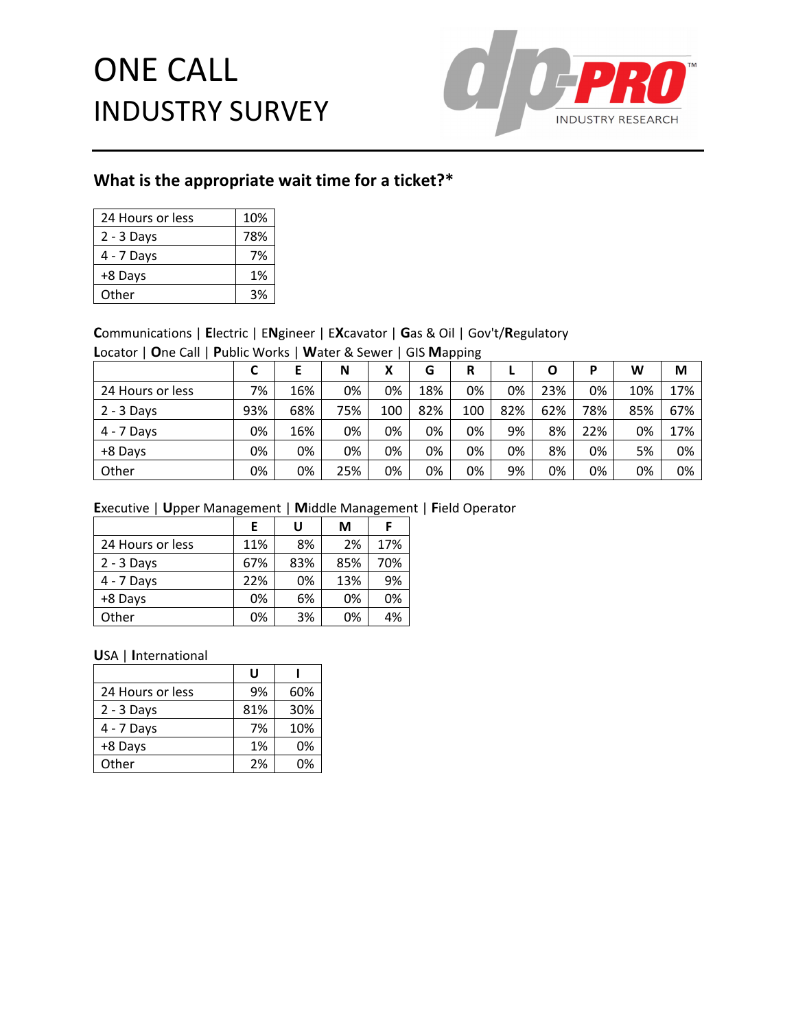# ONE CALL INDUSTRY SURVEY

dp-PRO INDUSTRY RESEARCH

## What is the appropriate wait time for a ticket?*

| | |
|---|---|
| 24 Hours or less | 10% |
| 2 - 3 Days | 78% |
| 4 - 7 Days | 7% |
| +8 Days | 1% |
| Other | 3% |

**C**ommunications | **E**lectric | E**N**gineer | E**X**cavator | **G**as & Oil | Gov't/**R**egulatory
**L**ocator | **O**ne Call | **P**ublic Works | **W**ater & Sewer | GIS **M**apping

| | C | E | N | X | G | R | L | O | P | W | M |
|---|---|---|---|---|---|---|---|---|---|---|---|
| 24 Hours or less | 7% | 16% | 0% | 0% | 18% | 0% | 0% | 23% | 0% | 10% | 17% |
| 2 - 3 Days | 93% | 68% | 75% | 100 | 82% | 100 | 82% | 62% | 78% | 85% | 67% |
| 4 - 7 Days | 0% | 16% | 0% | 0% | 0% | 0% | 9% | 8% | 22% | 0% | 17% |
| +8 Days | 0% | 0% | 0% | 0% | 0% | 0% | 0% | 8% | 0% | 5% | 0% |
| Other | 0% | 0% | 25% | 0% | 0% | 0% | 9% | 0% | 0% | 0% | 0% |

**E**xecutive | **U**pper Management | **M**iddle Management | **F**ield Operator

| | E | U | M | F |
|---|---|---|---|---|
| 24 Hours or less | 11% | 8% | 2% | 17% |
| 2 - 3 Days | 67% | 83% | 85% | 70% |
| 4 - 7 Days | 22% | 0% | 13% | 9% |
| +8 Days | 0% | 6% | 0% | 0% |
| Other | 0% | 3% | 0% | 4% |

**U**SA | **I**nternational

| | U | I |
|---|---|---|
| 24 Hours or less | 9% | 60% |
| 2 - 3 Days | 81% | 30% |
| 4 - 7 Days | 7% | 10% |
| +8 Days | 1% | 0% |
| Other | 2% | 0% |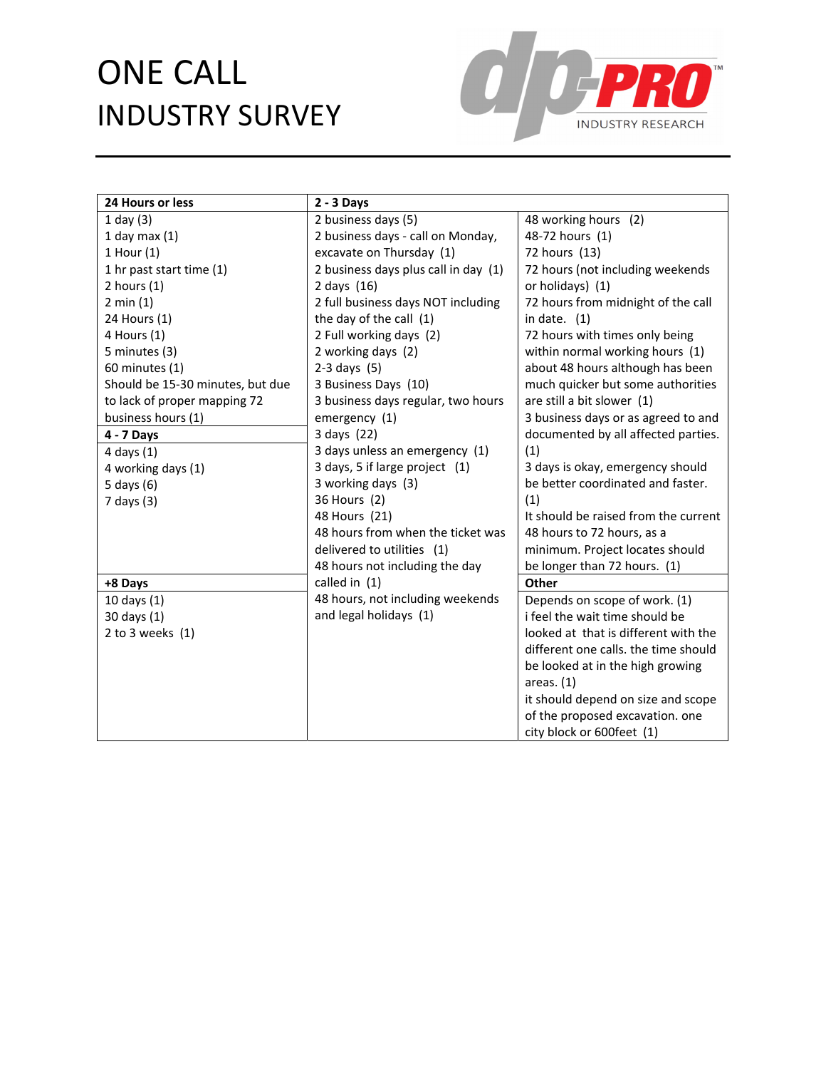**24 Hours or less**

- 1 day (3)
- 1 day max (1)
- 1 Hour (1)
- 1 hr past start time (1)
- 2 hours (1)
- 2 min (1)
- 24 Hours (1)
- 4 Hours (1)
- 5 minutes (3)
- 60 minutes (1)
- Should be 15-30 minutes, but due to lack of proper mapping 72 business hours (1)

**4 - 7 Days**

- 4 days (1)
- 4 working days (1)
- 5 days (6)
- 7 days (3)

**+8 Days**

- 10 days (1)
- 30 days (1)
- 2 to 3 weeks (1)

**2 - 3 Days**

- 2 business days (5)
- 2 business days - call on Monday, excavate on Thursday (1)
- 2 business days plus call in day (1)
- 2 days (16)
- 2 full business days NOT including the day of the call (1)
- 2 Full working days (2)
- 2 working days (2)
- 2-3 days (5)
- 3 Business Days (10)
- 3 business days regular, two hours emergency (1)
- 3 days (22)
- 3 days unless an emergency (1)
- 3 days, 5 if large project (1)
- 3 working days (3)
- 36 Hours (2)
- 48 Hours (21)
- 48 hours from when the ticket was delivered to utilities (1)
- 48 hours not including the day called in (1)
- 48 hours, not including weekends and legal holidays (1)
- 48 working hours (2)
- 48-72 hours (1)
- 72 hours (13)
- 72 hours (not including weekends or holidays) (1)
- 72 hours from midnight of the call in date. (1)
- 72 hours with times only being within normal working hours (1)
- about 48 hours although has been much quicker but some authorities are still a bit slower (1)
- 3 business days or as agreed to and documented by all affected parties. (1)
- 3 days is okay, emergency should be better coordinated and faster. (1)
- It should be raised from the current 48 hours to 72 hours, as a minimum. Project locates should be longer than 72 hours. (1)

**Other**

- Depends on scope of work. (1)
- i feel the wait time should be looked at that is different with the different one calls. the time should be looked at in the high growing areas. (1)
- it should depend on size and scope of the proposed excavation. one city block or 600feet (1)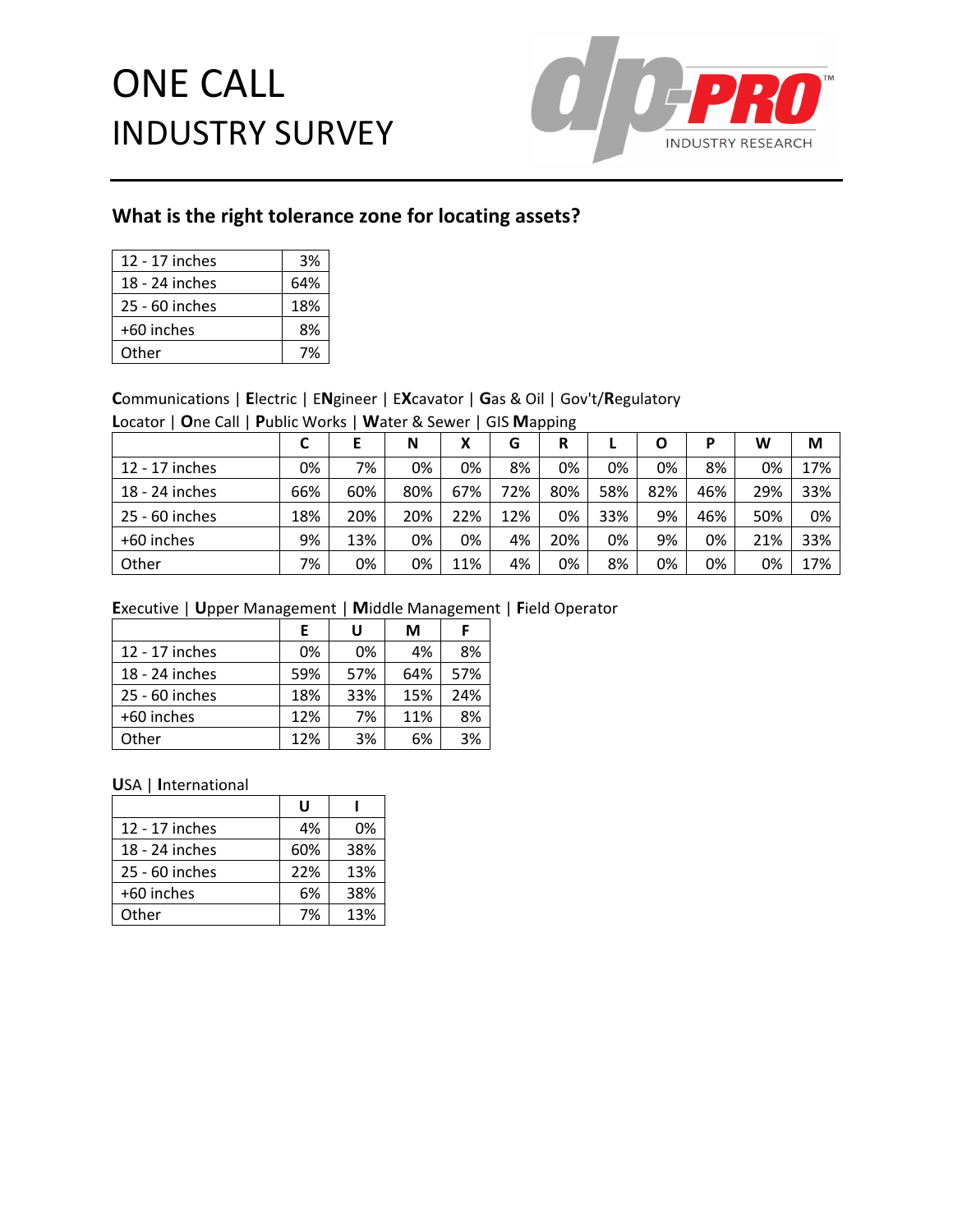# ONE CALL INDUSTRY SURVEY

## What is the right tolerance zone for locating assets?

| | |
|---|---|
| 12 - 17 inches | 3% |
| 18 - 24 inches | 64% |
| 25 - 60 inches | 18% |
| +60 inches | 8% |
| Other | 7% |

**C**ommunications | **E**lectric | E**N**gineer | E**X**cavator | **G**as & Oil | Gov't/**R**egulatory
**L**ocator | **O**ne Call | **P**ublic Works | **W**ater & Sewer | GIS **M**apping

| | C | E | N | X | G | R | L | O | P | W | M |
|---|---|---|---|---|---|---|---|---|---|---|---|
| 12 - 17 inches | 0% | 7% | 0% | 0% | 8% | 0% | 0% | 0% | 8% | 0% | 17% |
| 18 - 24 inches | 66% | 60% | 80% | 67% | 72% | 80% | 58% | 82% | 46% | 29% | 33% |
| 25 - 60 inches | 18% | 20% | 20% | 22% | 12% | 0% | 33% | 9% | 46% | 50% | 0% |
| +60 inches | 9% | 13% | 0% | 0% | 4% | 20% | 0% | 9% | 0% | 21% | 33% |
| Other | 7% | 0% | 0% | 11% | 4% | 0% | 8% | 0% | 0% | 0% | 17% |

**E**xecutive | **U**pper Management | **M**iddle Management | **F**ield Operator

| | E | U | M | F |
|---|---|---|---|---|
| 12 - 17 inches | 0% | 0% | 4% | 8% |
| 18 - 24 inches | 59% | 57% | 64% | 57% |
| 25 - 60 inches | 18% | 33% | 15% | 24% |
| +60 inches | 12% | 7% | 11% | 8% |
| Other | 12% | 3% | 6% | 3% |

**U**SA | **I**nternational

| | U | I |
|---|---|---|
| 12 - 17 inches | 4% | 0% |
| 18 - 24 inches | 60% | 38% |
| 25 - 60 inches | 22% | 13% |
| +60 inches | 6% | 38% |
| Other | 7% | 13% |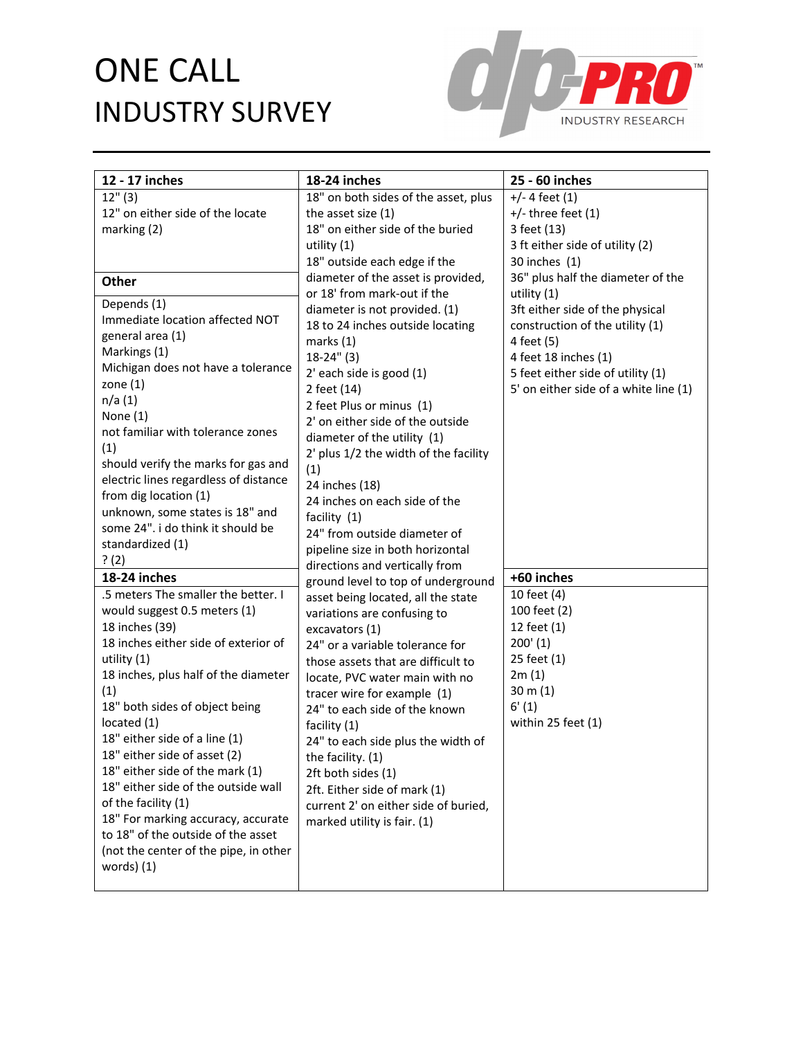# ONE CALL INDUSTRY SURVEY

dp-PRO INDUSTRY RESEARCH

## 12 - 17 inches

12" (3)
12" on either side of the locate marking (2)

## Other

Depends (1)
Immediate location affected NOT general area (1)
Markings (1)
Michigan does not have a tolerance zone (1)
n/a (1)
None (1)
not familiar with tolerance zones (1)
should verify the marks for gas and electric lines regardless of distance from dig location (1)
unknown, some states is 18" and some 24". i do think it should be standardized (1)
? (2)

## 18-24 inches

.5 meters The smaller the better. I would suggest 0.5 meters (1)
18 inches (39)
18 inches either side of exterior of utility (1)
18 inches, plus half of the diameter (1)
18" both sides of object being located (1)
18" either side of a line (1)
18" either side of asset (2)
18" either side of the mark (1)
18" either side of the outside wall of the facility (1)
18" For marking accuracy, accurate to 18" of the outside of the asset (not the center of the pipe, in other words) (1)
18" on both sides of the asset, plus the asset size (1)
18" on either side of the buried utility (1)
18" outside each edge if the diameter of the asset is provided, or 18' from mark-out if the diameter is not provided. (1)
18 to 24 inches outside locating marks (1)
18-24" (3)
2' each side is good (1)
2 feet (14)
2 feet Plus or minus (1)
2' on either side of the outside diameter of the utility (1)
2' plus 1/2 the width of the facility (1)
24 inches (18)
24 inches on each side of the facility (1)
24" from outside diameter of pipeline size in both horizontal directions and vertically from ground level to top of underground asset being located, all the state variations are confusing to excavators (1)
24" or a variable tolerance for those assets that are difficult to locate, PVC water main with no tracer wire for example (1)
24" to each side of the known facility (1)
24" to each side plus the width of the facility. (1)
2ft both sides (1)
2ft. Either side of mark (1)
current 2' on either side of buried, marked utility is fair. (1)

## 25 - 60 inches

+/- 4 feet (1)
+/- three feet (1)
3 feet (13)
3 ft either side of utility (2)
30 inches (1)
36" plus half the diameter of the utility (1)
3ft either side of the physical construction of the utility (1)
4 feet (5)
4 feet 18 inches (1)
5 feet either side of utility (1)
5' on either side of a white line (1)

## +60 inches

10 feet (4)
100 feet (2)
12 feet (1)
200' (1)
25 feet (1)
2m (1)
30 m (1)
6' (1)
within 25 feet (1)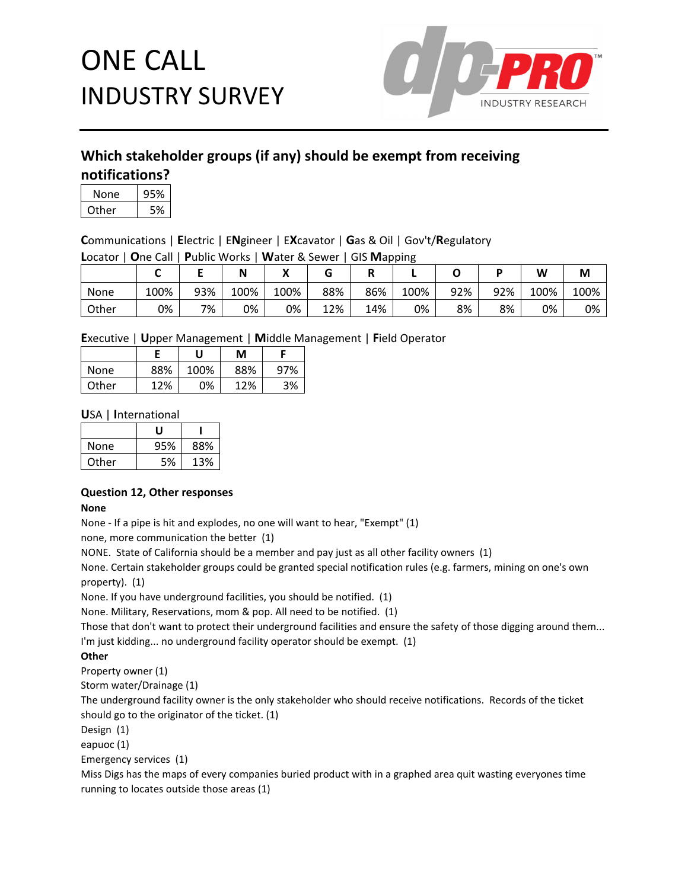# ONE CALL INDUSTRY SURVEY

## Which stakeholder groups (if any) should be exempt from receiving notifications?

| | |
|---|---|
| None | 95% |
| Other | 5% |

**C**ommunications | **E**lectric | E**N**gineer | E**X**cavator | **G**as & Oil | Gov't/**R**egulatory
**L**ocator | **O**ne Call | **P**ublic Works | **W**ater & Sewer | GIS **M**apping

| | C | E | N | X | G | R | L | O | P | W | M |
|---|---|---|---|---|---|---|---|---|---|---|---|
| None | 100% | 93% | 100% | 100% | 88% | 86% | 100% | 92% | 92% | 100% | 100% |
| Other | 0% | 7% | 0% | 0% | 12% | 14% | 0% | 8% | 8% | 0% | 0% |

**E**xecutive | **U**pper Management | **M**iddle Management | **F**ield Operator

| | E | U | M | F |
|---|---|---|---|---|
| None | 88% | 100% | 88% | 97% |
| Other | 12% | 0% | 12% | 3% |

**U**SA | **I**nternational

| | U | I |
|---|---|---|
| None | 95% | 88% |
| Other | 5% | 13% |

### Question 12, Other responses

**None**

None - If a pipe is hit and explodes, no one will want to hear, "Exempt" (1)
none, more communication the better (1)
NONE. State of California should be a member and pay just as all other facility owners (1)
None. Certain stakeholder groups could be granted special notification rules (e.g. farmers, mining on one's own property). (1)
None. If you have underground facilities, you should be notified. (1)
None. Military, Reservations, mom & pop. All need to be notified. (1)
Those that don't want to protect their underground facilities and ensure the safety of those digging around them... I'm just kidding... no underground facility operator should be exempt. (1)

**Other**

Property owner (1)
Storm water/Drainage (1)
The underground facility owner is the only stakeholder who should receive notifications. Records of the ticket should go to the originator of the ticket. (1)
Design (1)
eapuoc (1)
Emergency services (1)
Miss Digs has the maps of every companies buried product with in a graphed area quit wasting everyones time running to locates outside those areas (1)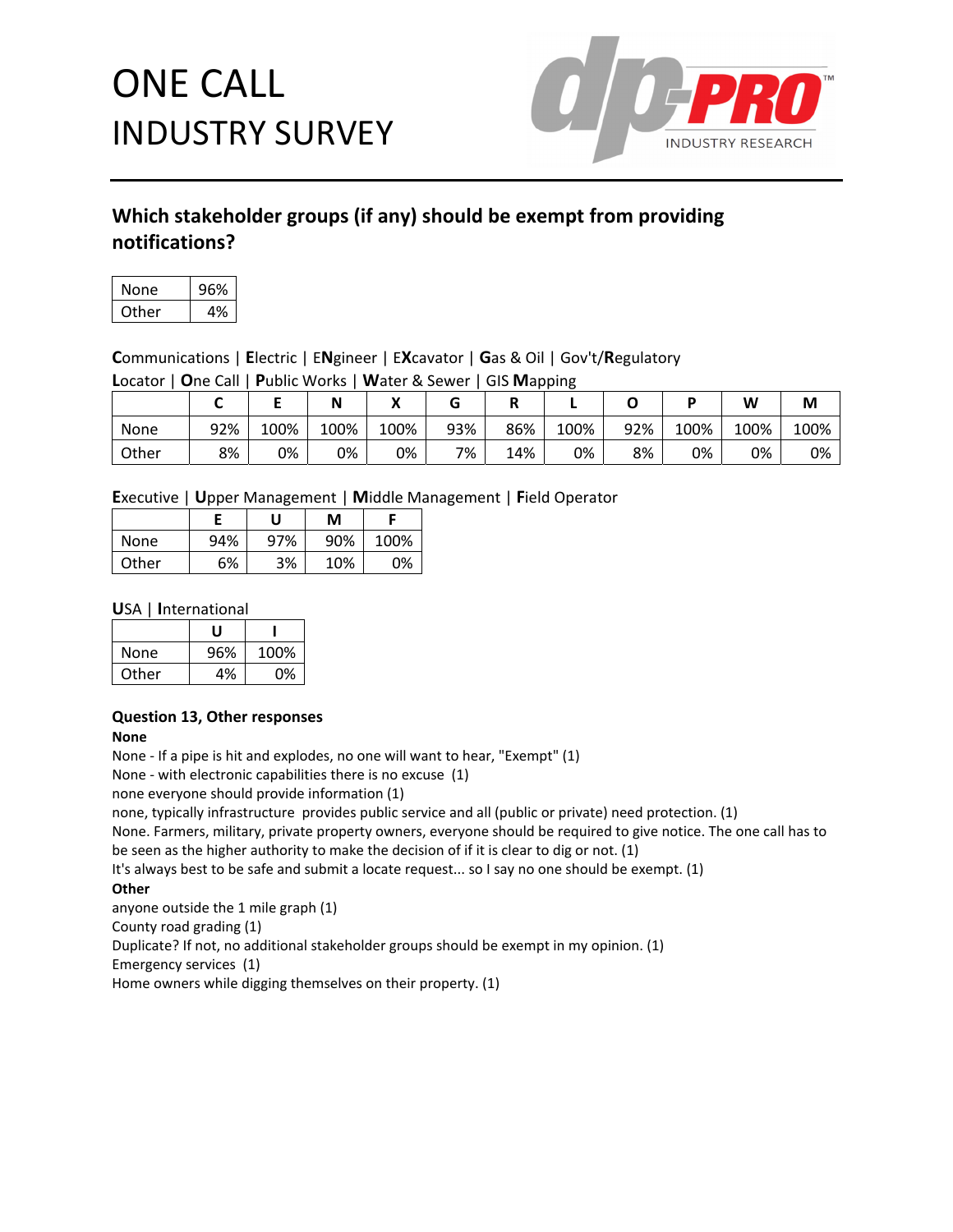# ONE CALL INDUSTRY SURVEY

## Which stakeholder groups (if any) should be exempt from providing notifications?

| | |
|---|---|
| None | 96% |
| Other | 4% |

**C**ommunications | **E**lectric | E**N**gineer | E**X**cavator | **G**as & Oil | Gov't/**R**egulatory
**L**ocator | **O**ne Call | **P**ublic Works | **W**ater & Sewer | GIS **M**apping

| | C | E | N | X | G | R | L | O | P | W | M |
|---|---|---|---|---|---|---|---|---|---|---|---|
| None | 92% | 100% | 100% | 100% | 93% | 86% | 100% | 92% | 100% | 100% | 100% |
| Other | 8% | 0% | 0% | 0% | 7% | 14% | 0% | 8% | 0% | 0% | 0% |

**E**xecutive | **U**pper Management | **M**iddle Management | **F**ield Operator

| | E | U | M | F |
|---|---|---|---|---|
| None | 94% | 97% | 90% | 100% |
| Other | 6% | 3% | 10% | 0% |

**U**SA | **I**nternational

| | U | I |
|---|---|---|
| None | 96% | 100% |
| Other | 4% | 0% |

### Question 13, Other responses

**None**

None - If a pipe is hit and explodes, no one will want to hear, "Exempt" (1)
None - with electronic capabilities there is no excuse (1)
none everyone should provide information (1)
none, typically infrastructure provides public service and all (public or private) need protection. (1)
None. Farmers, military, private property owners, everyone should be required to give notice. The one call has to be seen as the higher authority to make the decision of if it is clear to dig or not. (1)
It's always best to be safe and submit a locate request... so I say no one should be exempt. (1)

**Other**

anyone outside the 1 mile graph (1)
County road grading (1)
Duplicate? If not, no additional stakeholder groups should be exempt in my opinion. (1)
Emergency services (1)
Home owners while digging themselves on their property. (1)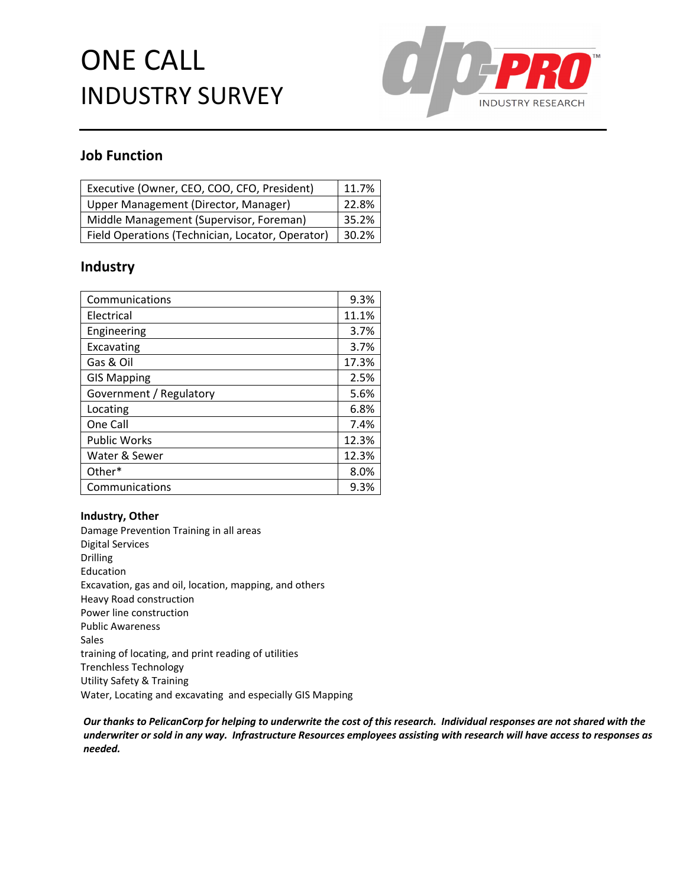# ONE CALL INDUSTRY SURVEY

dp-PRO INDUSTRY RESEARCH

## Job Function

| | |
|---|---|
| Executive (Owner, CEO, COO, CFO, President) | 11.7% |
| Upper Management (Director, Manager) | 22.8% |
| Middle Management (Supervisor, Foreman) | 35.2% |
| Field Operations (Technician, Locator, Operator) | 30.2% |

## Industry

| | |
|---|---|
| Communications | 9.3% |
| Electrical | 11.1% |
| Engineering | 3.7% |
| Excavating | 3.7% |
| Gas & Oil | 17.3% |
| GIS Mapping | 2.5% |
| Government / Regulatory | 5.6% |
| Locating | 6.8% |
| One Call | 7.4% |
| Public Works | 12.3% |
| Water & Sewer | 12.3% |
| Other* | 8.0% |
| Communications | 9.3% |

**Industry, Other**

Damage Prevention Training in all areas
Digital Services
Drilling
Education
Excavation, gas and oil, location, mapping, and others
Heavy Road construction
Power line construction
Public Awareness
Sales
training of locating, and print reading of utilities
Trenchless Technology
Utility Safety & Training
Water, Locating and excavating and especially GIS Mapping

***Our thanks to PelicanCorp for helping to underwrite the cost of this research. Individual responses are not shared with the underwriter or sold in any way. Infrastructure Resources employees assisting with research will have access to responses as needed.***